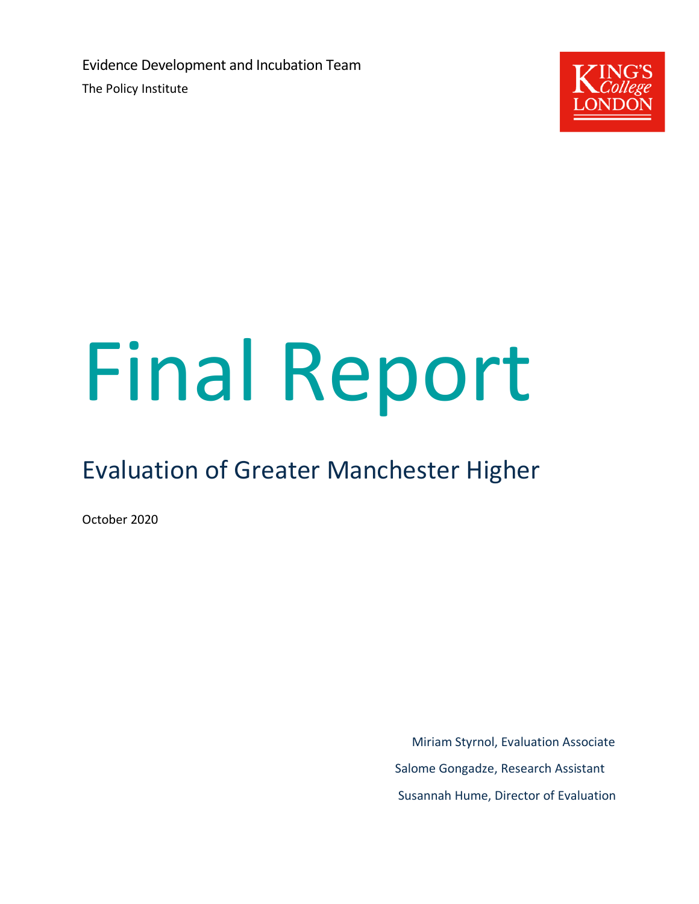Evidence Development and Incubation Team

The Policy Institute

# Final Report

## Evaluation of Greater Manchester Higher

October 2020

Miriam Styrnol, Evaluation Associate

Salome Gongadze, Research Assistant

Susannah Hume, Director of Evaluation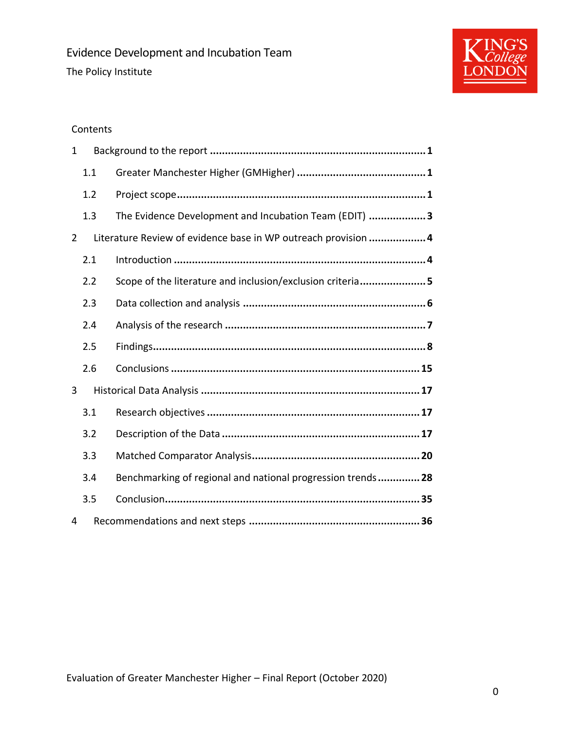Evidence Development and Incubation Team

The Policy Institute

Contents

1 Background to the report ... **1**
  1.1 Greater Manchester Higher (GMHigher) ... **1**
  1.2 Project scope ... **1**
  1.3 The Evidence Development and Incubation Team (EDIT) ... **3**
2 Literature Review of evidence base in WP outreach provision ... **4**
  2.1 Introduction ... **4**
  2.2 Scope of the literature and inclusion/exclusion criteria ... **5**
  2.3 Data collection and analysis ... **6**
  2.4 Analysis of the research ... **7**
  2.5 Findings ... **8**
  2.6 Conclusions ... **15**
3 Historical Data Analysis ... **17**
  3.1 Research objectives ... **17**
  3.2 Description of the Data ... **17**
  3.3 Matched Comparator Analysis ... **20**
  3.4 Benchmarking of regional and national progression trends ... **28**
  3.5 Conclusion ... **35**
4 Recommendations and next steps ... **36**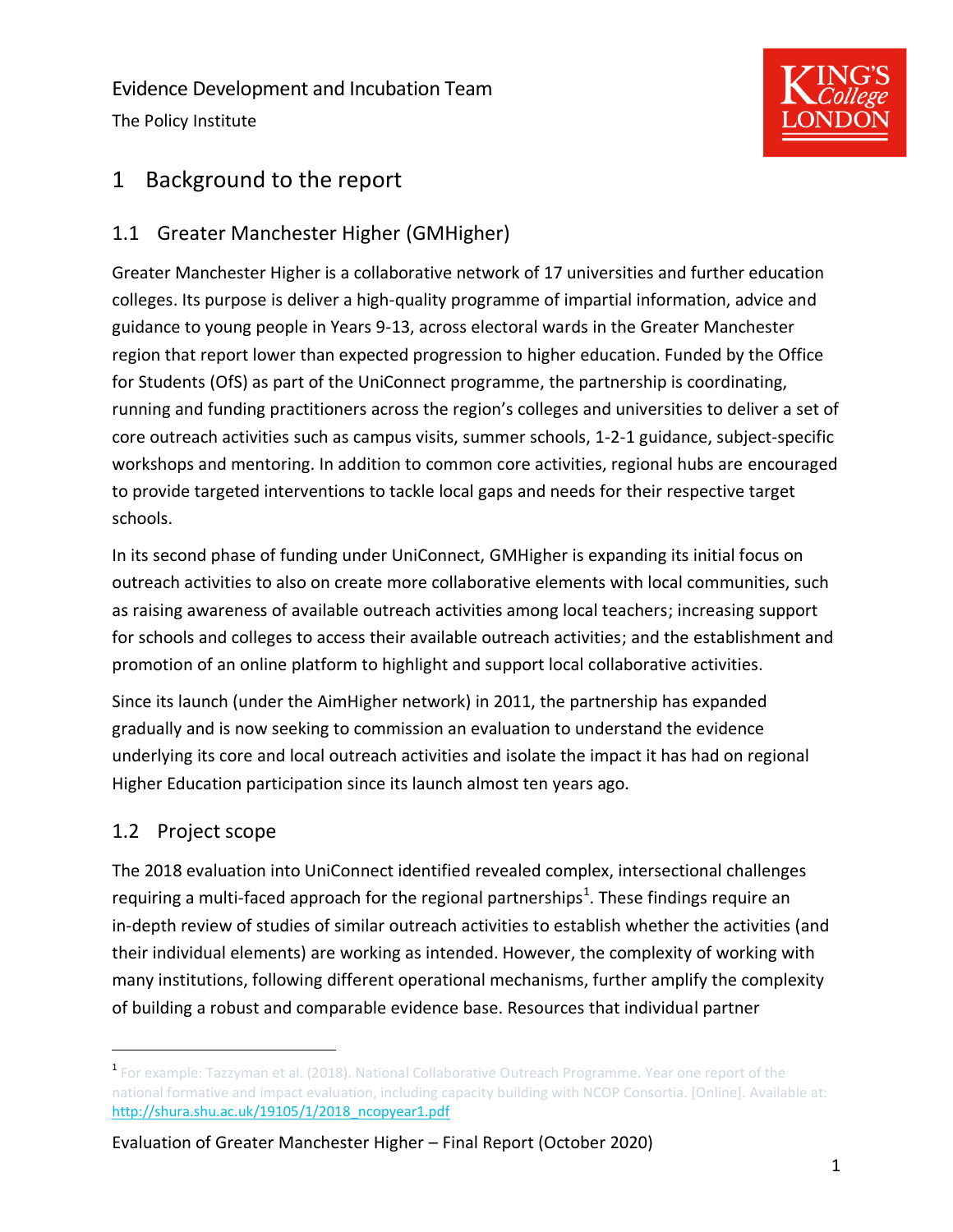# 1 Background to the report

## 1.1 Greater Manchester Higher (GMHigher)

Greater Manchester Higher is a collaborative network of 17 universities and further education colleges. Its purpose is deliver a high-quality programme of impartial information, advice and guidance to young people in Years 9-13, across electoral wards in the Greater Manchester region that report lower than expected progression to higher education. Funded by the Office for Students (OfS) as part of the UniConnect programme, the partnership is coordinating, running and funding practitioners across the region's colleges and universities to deliver a set of core outreach activities such as campus visits, summer schools, 1-2-1 guidance, subject-specific workshops and mentoring. In addition to common core activities, regional hubs are encouraged to provide targeted interventions to tackle local gaps and needs for their respective target schools.

In its second phase of funding under UniConnect, GMHigher is expanding its initial focus on outreach activities to also on create more collaborative elements with local communities, such as raising awareness of available outreach activities among local teachers; increasing support for schools and colleges to access their available outreach activities; and the establishment and promotion of an online platform to highlight and support local collaborative activities.

Since its launch (under the AimHigher network) in 2011, the partnership has expanded gradually and is now seeking to commission an evaluation to understand the evidence underlying its core and local outreach activities and isolate the impact it has had on regional Higher Education participation since its launch almost ten years ago.

## 1.2 Project scope

The 2018 evaluation into UniConnect identified revealed complex, intersectional challenges requiring a multi-faced approach for the regional partnerships[1]. These findings require an in-depth review of studies of similar outreach activities to establish whether the activities (and their individual elements) are working as intended. However, the complexity of working with many institutions, following different operational mechanisms, further amplify the complexity of building a robust and comparable evidence base. Resources that individual partner

[1] For example: Tazzyman et al. (2018). National Collaborative Outreach Programme. Year one report of the national formative and impact evaluation, including capacity building with NCOP Consortia. [Online]. Available at: http://shura.shu.ac.uk/19105/1/2018_ncopyear1.pdf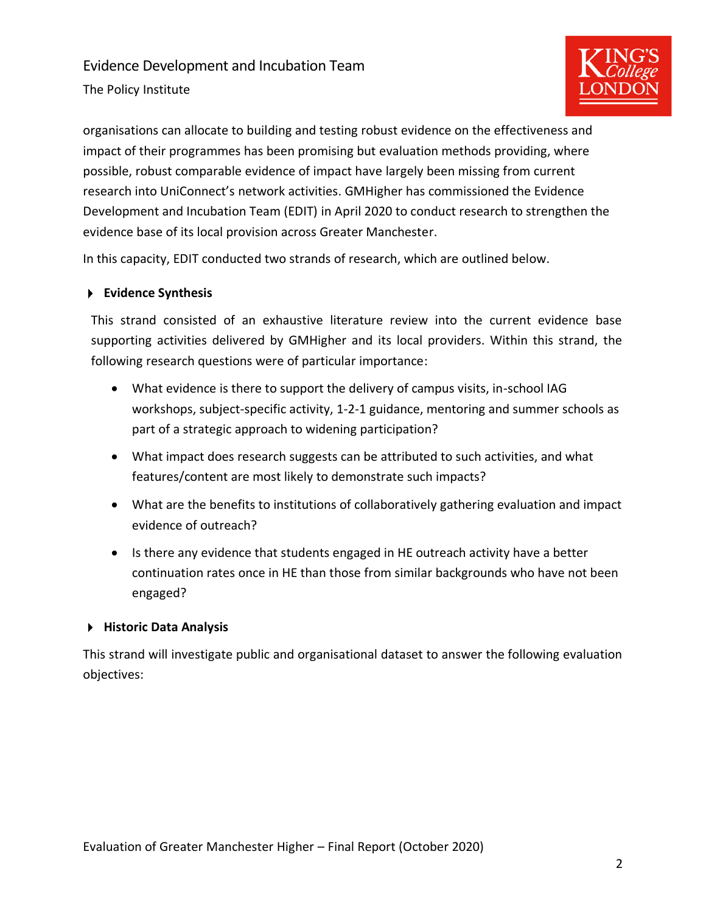organisations can allocate to building and testing robust evidence on the effectiveness and impact of their programmes has been promising but evaluation methods providing, where possible, robust comparable evidence of impact have largely been missing from current research into UniConnect's network activities. GMHigher has commissioned the Evidence Development and Incubation Team (EDIT) in April 2020 to conduct research to strengthen the evidence base of its local provision across Greater Manchester.

In this capacity, EDIT conducted two strands of research, which are outlined below.

- **Evidence Synthesis**

  This strand consisted of an exhaustive literature review into the current evidence base supporting activities delivered by GMHigher and its local providers. Within this strand, the following research questions were of particular importance:

  - What evidence is there to support the delivery of campus visits, in-school IAG workshops, subject-specific activity, 1-2-1 guidance, mentoring and summer schools as part of a strategic approach to widening participation?
  - What impact does research suggests can be attributed to such activities, and what features/content are most likely to demonstrate such impacts?
  - What are the benefits to institutions of collaboratively gathering evaluation and impact evidence of outreach?
  - Is there any evidence that students engaged in HE outreach activity have a better continuation rates once in HE than those from similar backgrounds who have not been engaged?

- **Historic Data Analysis**

This strand will investigate public and organisational dataset to answer the following evaluation objectives: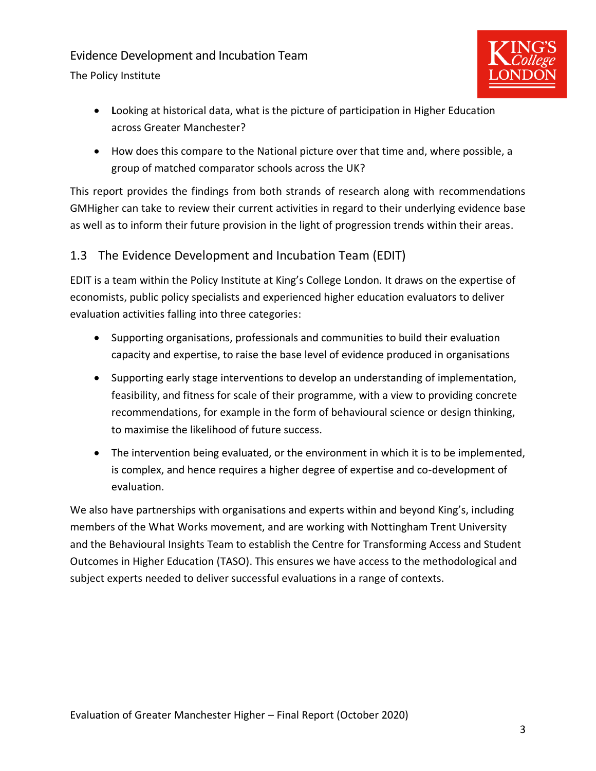- Looking at historical data, what is the picture of participation in Higher Education across Greater Manchester?
- How does this compare to the National picture over that time and, where possible, a group of matched comparator schools across the UK?

This report provides the findings from both strands of research along with recommendations GMHigher can take to review their current activities in regard to their underlying evidence base as well as to inform their future provision in the light of progression trends within their areas.

## 1.3 The Evidence Development and Incubation Team (EDIT)

EDIT is a team within the Policy Institute at King's College London. It draws on the expertise of economists, public policy specialists and experienced higher education evaluators to deliver evaluation activities falling into three categories:

- Supporting organisations, professionals and communities to build their evaluation capacity and expertise, to raise the base level of evidence produced in organisations
- Supporting early stage interventions to develop an understanding of implementation, feasibility, and fitness for scale of their programme, with a view to providing concrete recommendations, for example in the form of behavioural science or design thinking, to maximise the likelihood of future success.
- The intervention being evaluated, or the environment in which it is to be implemented, is complex, and hence requires a higher degree of expertise and co-development of evaluation.

We also have partnerships with organisations and experts within and beyond King's, including members of the What Works movement, and are working with Nottingham Trent University and the Behavioural Insights Team to establish the Centre for Transforming Access and Student Outcomes in Higher Education (TASO). This ensures we have access to the methodological and subject experts needed to deliver successful evaluations in a range of contexts.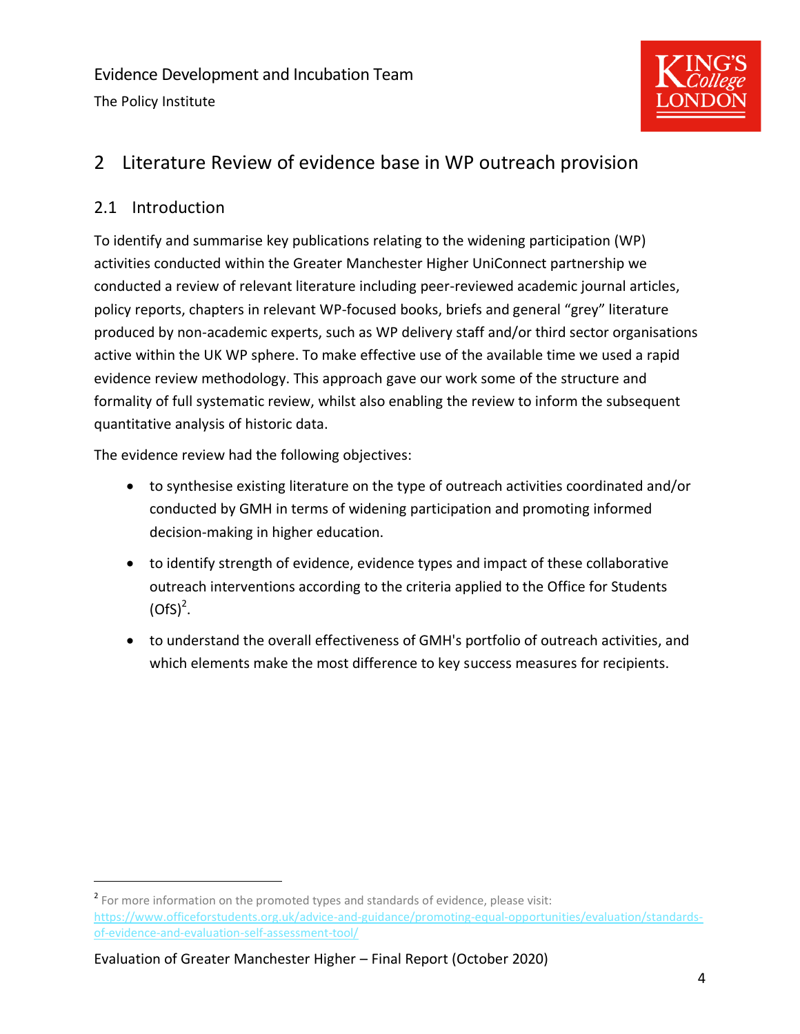## 2 Literature Review of evidence base in WP outreach provision

### 2.1 Introduction

To identify and summarise key publications relating to the widening participation (WP) activities conducted within the Greater Manchester Higher UniConnect partnership we conducted a review of relevant literature including peer-reviewed academic journal articles, policy reports, chapters in relevant WP-focused books, briefs and general "grey" literature produced by non-academic experts, such as WP delivery staff and/or third sector organisations active within the UK WP sphere. To make effective use of the available time we used a rapid evidence review methodology. This approach gave our work some of the structure and formality of full systematic review, whilst also enabling the review to inform the subsequent quantitative analysis of historic data.

The evidence review had the following objectives:

- to synthesise existing literature on the type of outreach activities coordinated and/or conducted by GMH in terms of widening participation and promoting informed decision-making in higher education.
- to identify strength of evidence, evidence types and impact of these collaborative outreach interventions according to the criteria applied to the Office for Students (OfS)[2].
- to understand the overall effectiveness of GMH's portfolio of outreach activities, and which elements make the most difference to key success measures for recipients.

[2] For more information on the promoted types and standards of evidence, please visit: https://www.officeforstudents.org.uk/advice-and-guidance/promoting-equal-opportunities/evaluation/standards-of-evidence-and-evaluation-self-assessment-tool/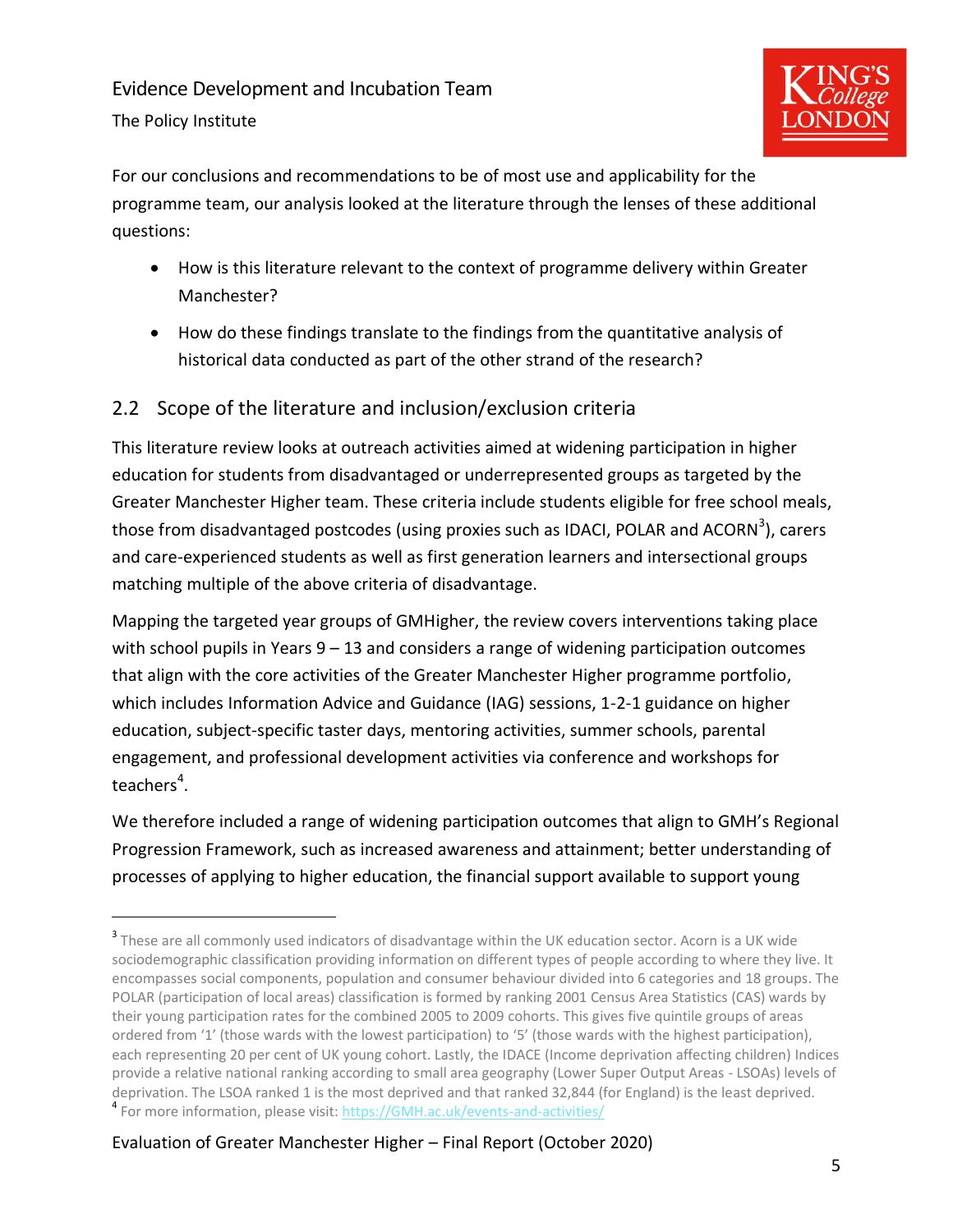For our conclusions and recommendations to be of most use and applicability for the programme team, our analysis looked at the literature through the lenses of these additional questions:

- How is this literature relevant to the context of programme delivery within Greater Manchester?
- How do these findings translate to the findings from the quantitative analysis of historical data conducted as part of the other strand of the research?

## 2.2 Scope of the literature and inclusion/exclusion criteria

This literature review looks at outreach activities aimed at widening participation in higher education for students from disadvantaged or underrepresented groups as targeted by the Greater Manchester Higher team. These criteria include students eligible for free school meals, those from disadvantaged postcodes (using proxies such as IDACI, POLAR and ACORN[3]), carers and care-experienced students as well as first generation learners and intersectional groups matching multiple of the above criteria of disadvantage.

Mapping the targeted year groups of GMHigher, the review covers interventions taking place with school pupils in Years 9 – 13 and considers a range of widening participation outcomes that align with the core activities of the Greater Manchester Higher programme portfolio, which includes Information Advice and Guidance (IAG) sessions, 1-2-1 guidance on higher education, subject-specific taster days, mentoring activities, summer schools, parental engagement, and professional development activities via conference and workshops for teachers[4].

We therefore included a range of widening participation outcomes that align to GMH's Regional Progression Framework, such as increased awareness and attainment; better understanding of processes of applying to higher education, the financial support available to support young

---

[3] These are all commonly used indicators of disadvantage within the UK education sector. Acorn is a UK wide sociodemographic classification providing information on different types of people according to where they live. It encompasses social components, population and consumer behaviour divided into 6 categories and 18 groups. The POLAR (participation of local areas) classification is formed by ranking 2001 Census Area Statistics (CAS) wards by their young participation rates for the combined 2005 to 2009 cohorts. This gives five quintile groups of areas ordered from '1' (those wards with the lowest participation) to '5' (those wards with the highest participation), each representing 20 per cent of UK young cohort. Lastly, the IDACE (Income deprivation affecting children) Indices provide a relative national ranking according to small area geography (Lower Super Output Areas - LSOAs) levels of deprivation. The LSOA ranked 1 is the most deprived and that ranked 32,844 (for England) is the least deprived.

[4] For more information, please visit: https://GMH.ac.uk/events-and-activities/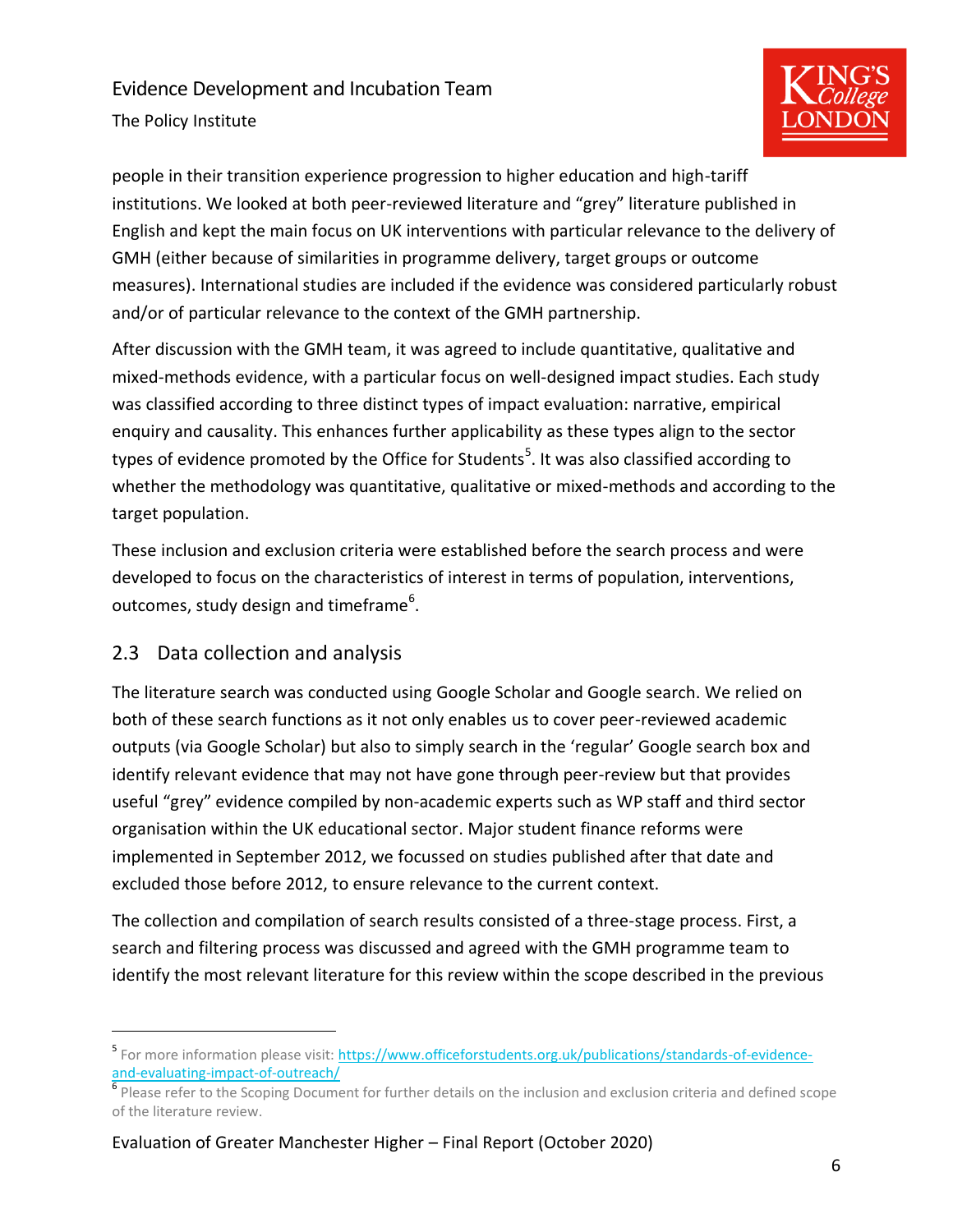people in their transition experience progression to higher education and high-tariff institutions. We looked at both peer-reviewed literature and "grey" literature published in English and kept the main focus on UK interventions with particular relevance to the delivery of GMH (either because of similarities in programme delivery, target groups or outcome measures). International studies are included if the evidence was considered particularly robust and/or of particular relevance to the context of the GMH partnership.

After discussion with the GMH team, it was agreed to include quantitative, qualitative and mixed-methods evidence, with a particular focus on well-designed impact studies. Each study was classified according to three distinct types of impact evaluation: narrative, empirical enquiry and causality. This enhances further applicability as these types align to the sector types of evidence promoted by the Office for Students[5]. It was also classified according to whether the methodology was quantitative, qualitative or mixed-methods and according to the target population.

These inclusion and exclusion criteria were established before the search process and were developed to focus on the characteristics of interest in terms of population, interventions, outcomes, study design and timeframe[6].

## 2.3 Data collection and analysis

The literature search was conducted using Google Scholar and Google search. We relied on both of these search functions as it not only enables us to cover peer-reviewed academic outputs (via Google Scholar) but also to simply search in the 'regular' Google search box and identify relevant evidence that may not have gone through peer-review but that provides useful "grey" evidence compiled by non-academic experts such as WP staff and third sector organisation within the UK educational sector. Major student finance reforms were implemented in September 2012, we focussed on studies published after that date and excluded those before 2012, to ensure relevance to the current context.

The collection and compilation of search results consisted of a three-stage process. First, a search and filtering process was discussed and agreed with the GMH programme team to identify the most relevant literature for this review within the scope described in the previous

[5] For more information please visit: https://www.officeforstudents.org.uk/publications/standards-of-evidence-and-evaluating-impact-of-outreach/

[6] Please refer to the Scoping Document for further details on the inclusion and exclusion criteria and defined scope of the literature review.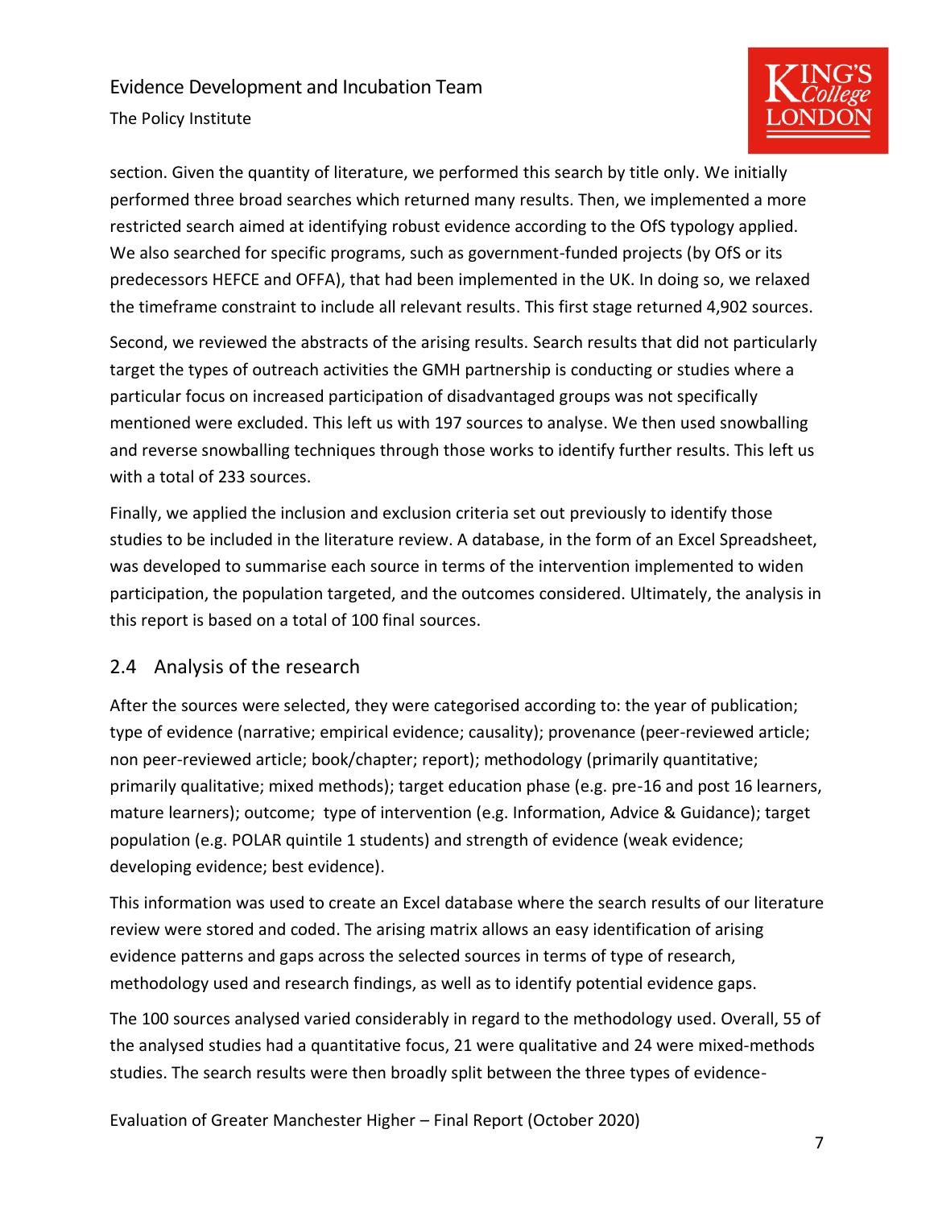section. Given the quantity of literature, we performed this search by title only. We initially performed three broad searches which returned many results. Then, we implemented a more restricted search aimed at identifying robust evidence according to the OfS typology applied. We also searched for specific programs, such as government-funded projects (by OfS or its predecessors HEFCE and OFFA), that had been implemented in the UK. In doing so, we relaxed the timeframe constraint to include all relevant results. This first stage returned 4,902 sources.

Second, we reviewed the abstracts of the arising results. Search results that did not particularly target the types of outreach activities the GMH partnership is conducting or studies where a particular focus on increased participation of disadvantaged groups was not specifically mentioned were excluded. This left us with 197 sources to analyse. We then used snowballing and reverse snowballing techniques through those works to identify further results. This left us with a total of 233 sources.

Finally, we applied the inclusion and exclusion criteria set out previously to identify those studies to be included in the literature review. A database, in the form of an Excel Spreadsheet, was developed to summarise each source in terms of the intervention implemented to widen participation, the population targeted, and the outcomes considered. Ultimately, the analysis in this report is based on a total of 100 final sources.

## 2.4 Analysis of the research

After the sources were selected, they were categorised according to: the year of publication; type of evidence (narrative; empirical evidence; causality); provenance (peer-reviewed article; non peer-reviewed article; book/chapter; report); methodology (primarily quantitative; primarily qualitative; mixed methods); target education phase (e.g. pre-16 and post 16 learners, mature learners); outcome; type of intervention (e.g. Information, Advice & Guidance); target population (e.g. POLAR quintile 1 students) and strength of evidence (weak evidence; developing evidence; best evidence).

This information was used to create an Excel database where the search results of our literature review were stored and coded. The arising matrix allows an easy identification of arising evidence patterns and gaps across the selected sources in terms of type of research, methodology used and research findings, as well as to identify potential evidence gaps.

The 100 sources analysed varied considerably in regard to the methodology used. Overall, 55 of the analysed studies had a quantitative focus, 21 were qualitative and 24 were mixed-methods studies. The search results were then broadly split between the three types of evidence-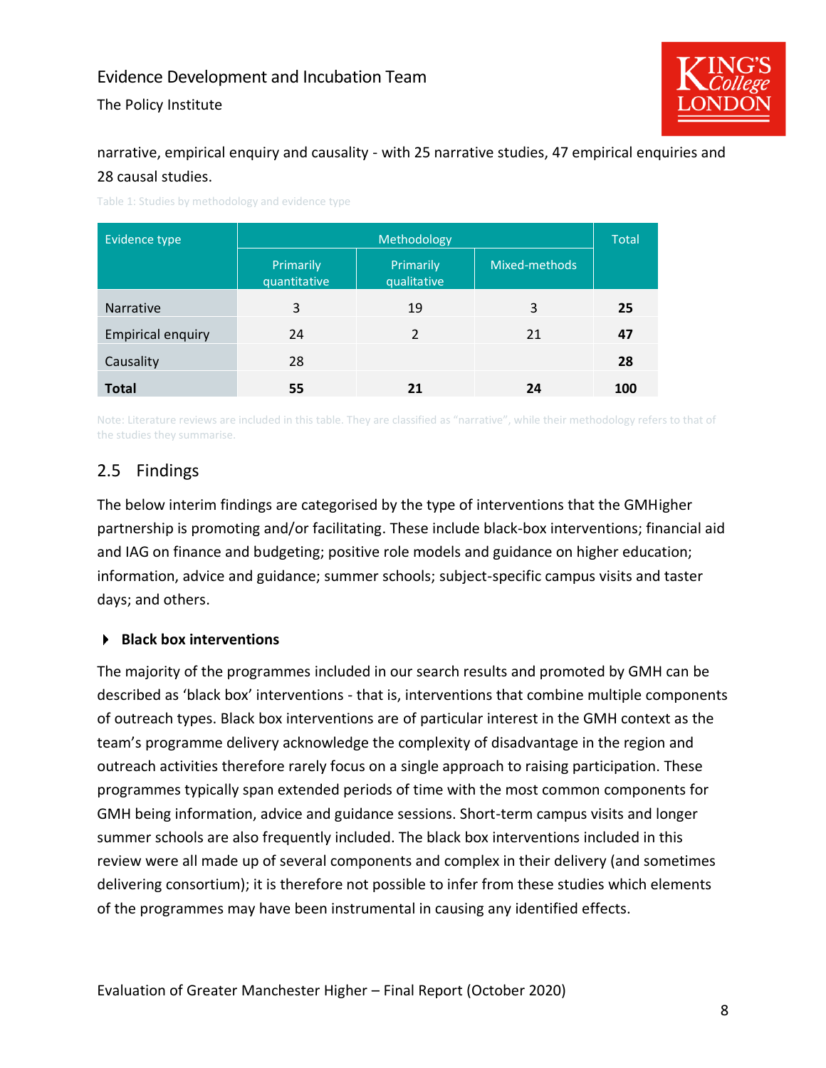narrative, empirical enquiry and causality - with 25 narrative studies, 47 empirical enquiries and 28 causal studies.

Table 1: Studies by methodology and evidence type

| Evidence type | Methodology | | | Total |
|---|---|---|---|---|
| | Primarily quantitative | Primarily qualitative | Mixed-methods | |
| Narrative | 3 | 19 | 3 | **25** |
| Empirical enquiry | 24 | 2 | 21 | **47** |
| Causality | 28 | | | **28** |
| **Total** | **55** | **21** | **24** | **100** |

Note: Literature reviews are included in this table. They are classified as "narrative", while their methodology refers to that of the studies they summarise.

## 2.5 Findings

The below interim findings are categorised by the type of interventions that the GMHigher partnership is promoting and/or facilitating. These include black-box interventions; financial aid and IAG on finance and budgeting; positive role models and guidance on higher education; information, advice and guidance; summer schools; subject-specific campus visits and taster days; and others.

### Black box interventions

The majority of the programmes included in our search results and promoted by GMH can be described as 'black box' interventions - that is, interventions that combine multiple components of outreach types. Black box interventions are of particular interest in the GMH context as the team's programme delivery acknowledge the complexity of disadvantage in the region and outreach activities therefore rarely focus on a single approach to raising participation. These programmes typically span extended periods of time with the most common components for GMH being information, advice and guidance sessions. Short-term campus visits and longer summer schools are also frequently included. The black box interventions included in this review were all made up of several components and complex in their delivery (and sometimes delivering consortium); it is therefore not possible to infer from these studies which elements of the programmes may have been instrumental in causing any identified effects.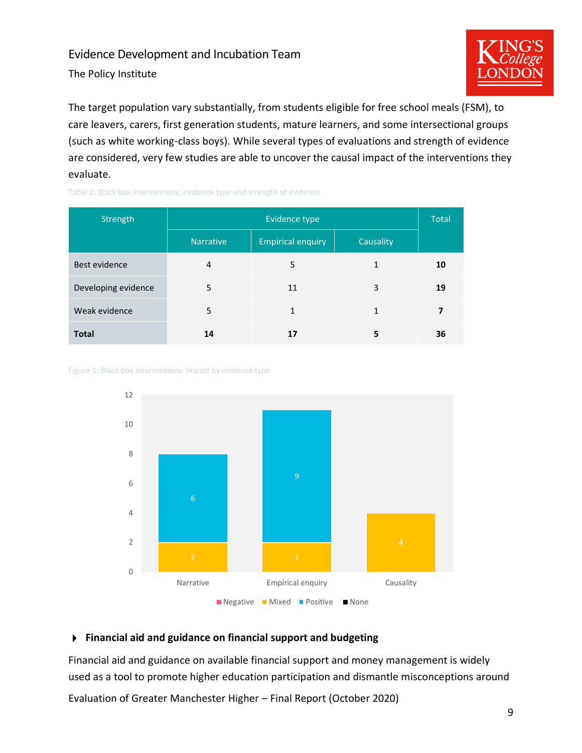The target population vary substantially, from students eligible for free school meals (FSM), to care leavers, carers, first generation students, mature learners, and some intersectional groups (such as white working-class boys). While several types of evaluations and strength of evidence are considered, very few studies are able to uncover the causal impact of the interventions they evaluate.

Table 2: Black box interventions: evidence type and strength of evidence

| Strength | Evidence type | | | Total |
|---|---|---|---|---|
| | Narrative | Empirical enquiry | Causality | |
| Best evidence | 4 | 5 | 1 | **10** |
| Developing evidence | 5 | 11 | 3 | **19** |
| Weak evidence | 5 | 1 | 1 | **7** |
| **Total** | **14** | **17** | **5** | **36** |

Figure 1: Black box interventions: impact by evidence type

| Evidence type | Negative | Mixed | Positive | None |
|---|---|---|---|---|
| Narrative | | 2 | 6 | |
| Empirical enquiry | | 2 | 9 | |
| Causality | | 4 | | |

**Financial aid and guidance on financial support and budgeting**

Financial aid and guidance on available financial support and money management is widely used as a tool to promote higher education participation and dismantle misconceptions around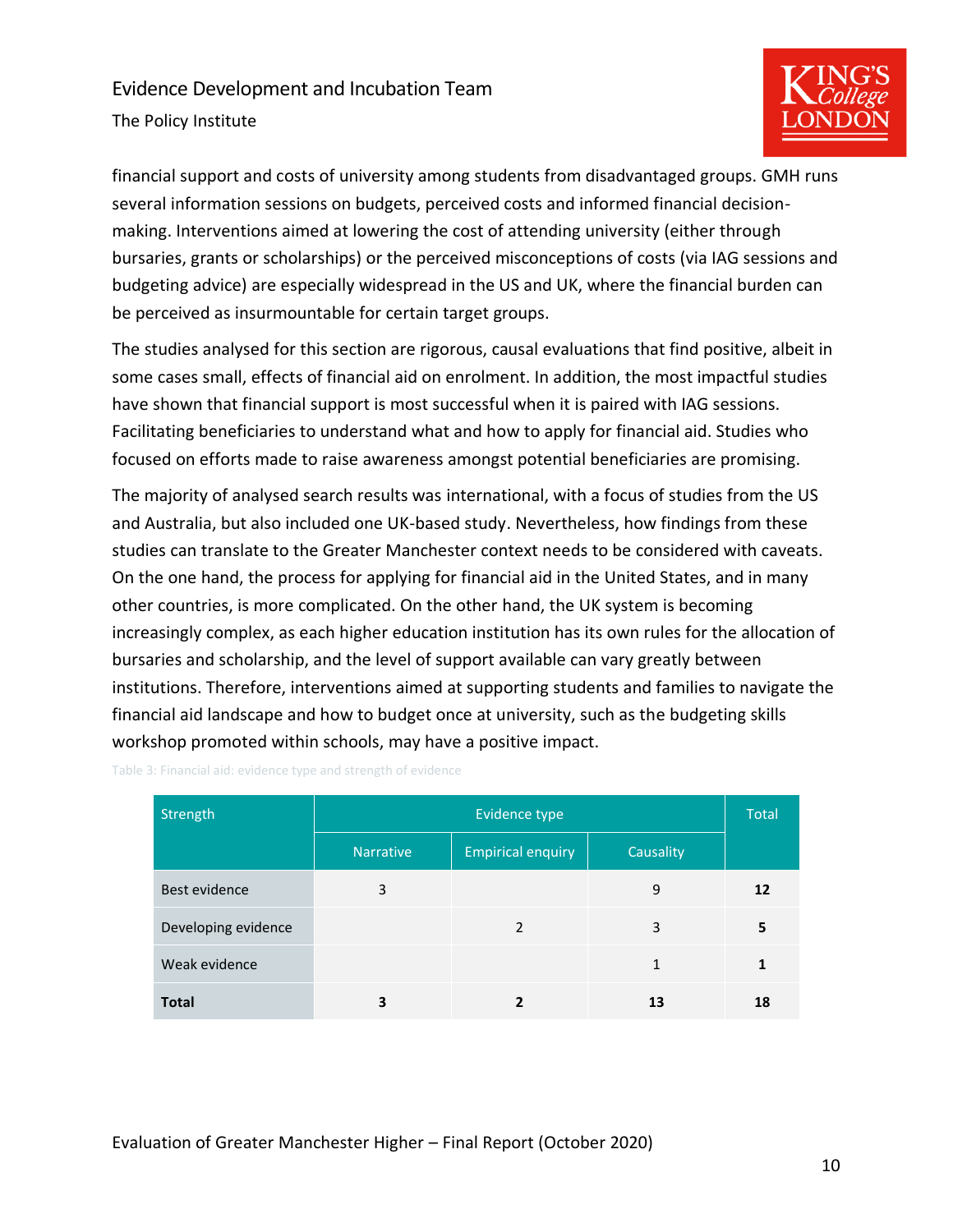financial support and costs of university among students from disadvantaged groups. GMH runs several information sessions on budgets, perceived costs and informed financial decision-making. Interventions aimed at lowering the cost of attending university (either through bursaries, grants or scholarships) or the perceived misconceptions of costs (via IAG sessions and budgeting advice) are especially widespread in the US and UK, where the financial burden can be perceived as insurmountable for certain target groups.

The studies analysed for this section are rigorous, causal evaluations that find positive, albeit in some cases small, effects of financial aid on enrolment. In addition, the most impactful studies have shown that financial support is most successful when it is paired with IAG sessions. Facilitating beneficiaries to understand what and how to apply for financial aid. Studies who focused on efforts made to raise awareness amongst potential beneficiaries are promising.

The majority of analysed search results was international, with a focus of studies from the US and Australia, but also included one UK-based study. Nevertheless, how findings from these studies can translate to the Greater Manchester context needs to be considered with caveats. On the one hand, the process for applying for financial aid in the United States, and in many other countries, is more complicated. On the other hand, the UK system is becoming increasingly complex, as each higher education institution has its own rules for the allocation of bursaries and scholarship, and the level of support available can vary greatly between institutions. Therefore, interventions aimed at supporting students and families to navigate the financial aid landscape and how to budget once at university, such as the budgeting skills workshop promoted within schools, may have a positive impact.

Table 3: Financial aid: evidence type and strength of evidence

| Strength | Evidence type | | | Total |
|---|---|---|---|---|
| | Narrative | Empirical enquiry | Causality | |
| Best evidence | 3 | | 9 | **12** |
| Developing evidence | | 2 | 3 | **5** |
| Weak evidence | | | 1 | **1** |
| **Total** | **3** | **2** | **13** | **18** |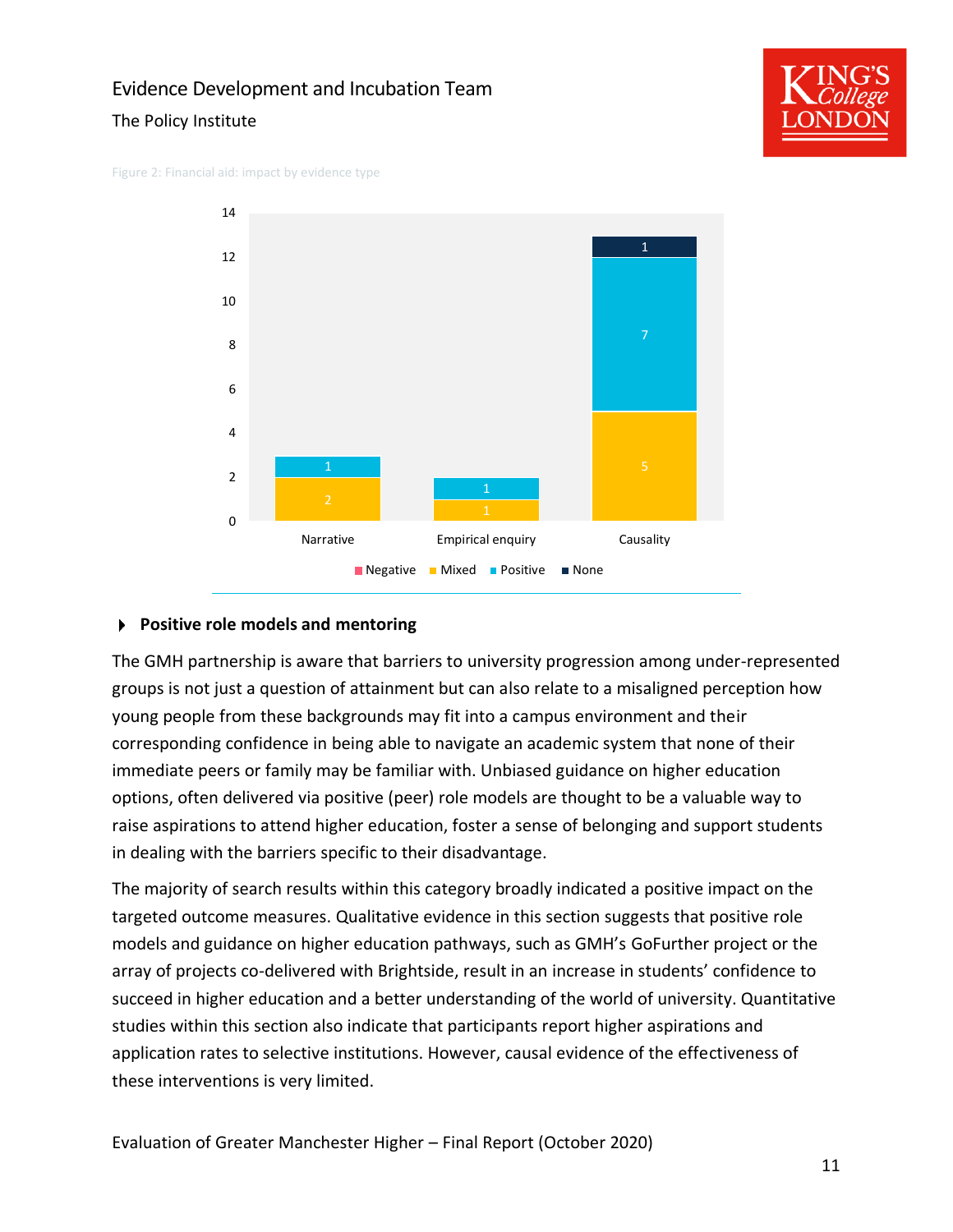Figure 2: Financial aid: impact by evidence type

| | Negative | Mixed | Positive | None |
|---|---|---|---|---|
| Narrative | | 2 | 1 | |
| Empirical enquiry | | 1 | 1 | |
| Causality | | 5 | 7 | 1 |

### Positive role models and mentoring

The GMH partnership is aware that barriers to university progression among under-represented groups is not just a question of attainment but can also relate to a misaligned perception how young people from these backgrounds may fit into a campus environment and their corresponding confidence in being able to navigate an academic system that none of their immediate peers or family may be familiar with. Unbiased guidance on higher education options, often delivered via positive (peer) role models are thought to be a valuable way to raise aspirations to attend higher education, foster a sense of belonging and support students in dealing with the barriers specific to their disadvantage.

The majority of search results within this category broadly indicated a positive impact on the targeted outcome measures. Qualitative evidence in this section suggests that positive role models and guidance on higher education pathways, such as GMH's GoFurther project or the array of projects co-delivered with Brightside, result in an increase in students' confidence to succeed in higher education and a better understanding of the world of university. Quantitative studies within this section also indicate that participants report higher aspirations and application rates to selective institutions. However, causal evidence of the effectiveness of these interventions is very limited.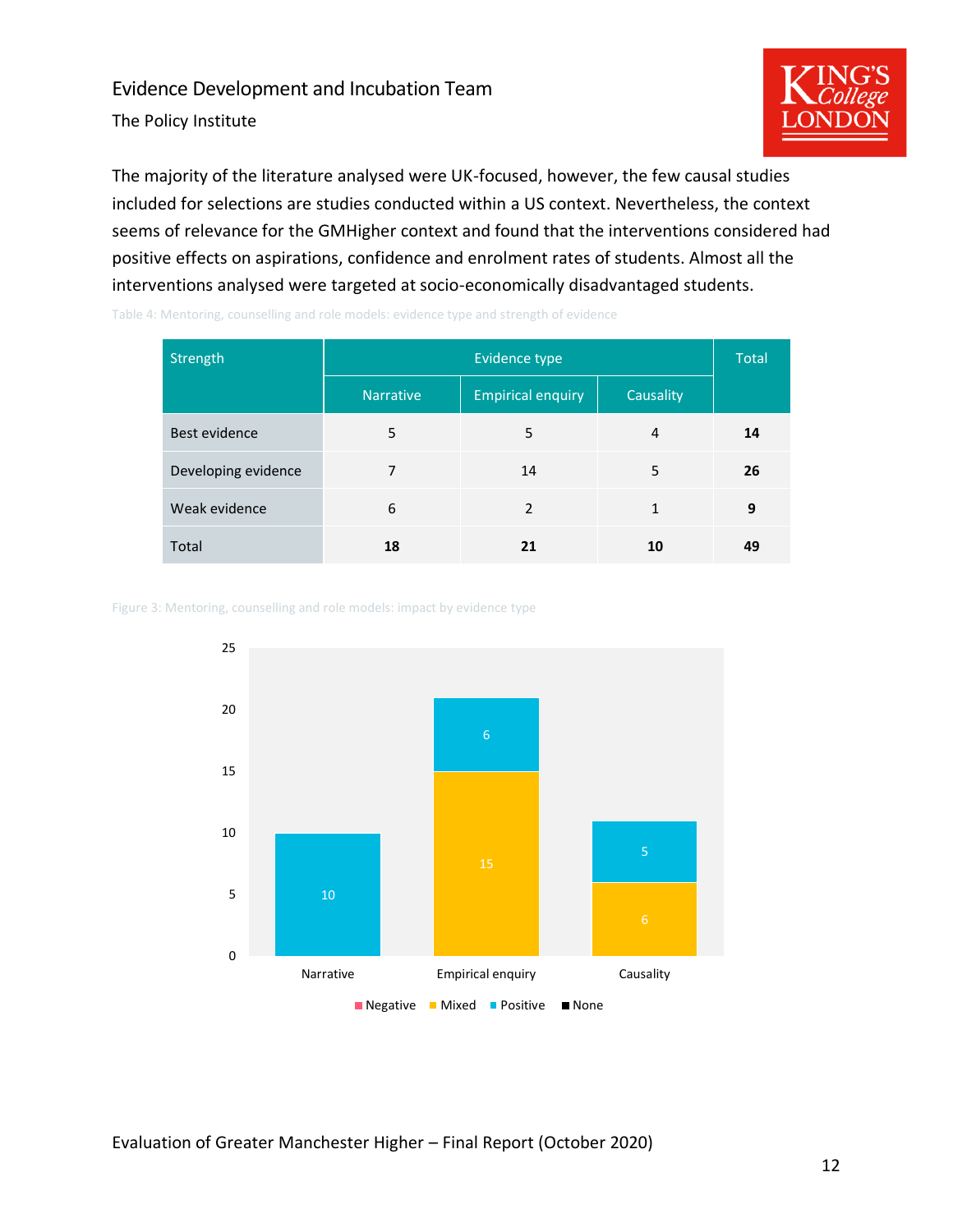The majority of the literature analysed were UK-focused, however, the few causal studies included for selections are studies conducted within a US context. Nevertheless, the context seems of relevance for the GMHigher context and found that the interventions considered had positive effects on aspirations, confidence and enrolment rates of students. Almost all the interventions analysed were targeted at socio-economically disadvantaged students.

Table 4: Mentoring, counselling and role models: evidence type and strength of evidence

| Strength | Evidence type | | | Total |
|---|---|---|---|---|
| | Narrative | Empirical enquiry | Causality | |
| Best evidence | 5 | 5 | 4 | **14** |
| Developing evidence | 7 | 14 | 5 | **26** |
| Weak evidence | 6 | 2 | 1 | **9** |
| Total | **18** | **21** | **10** | **49** |

Figure 3: Mentoring, counselling and role models: impact by evidence type

| Evidence type | Negative | Mixed | Positive | None |
|---|---|---|---|---|
| Narrative | | | 10 | |
| Empirical enquiry | | 15 | 6 | |
| Causality | | 6 | 5 | |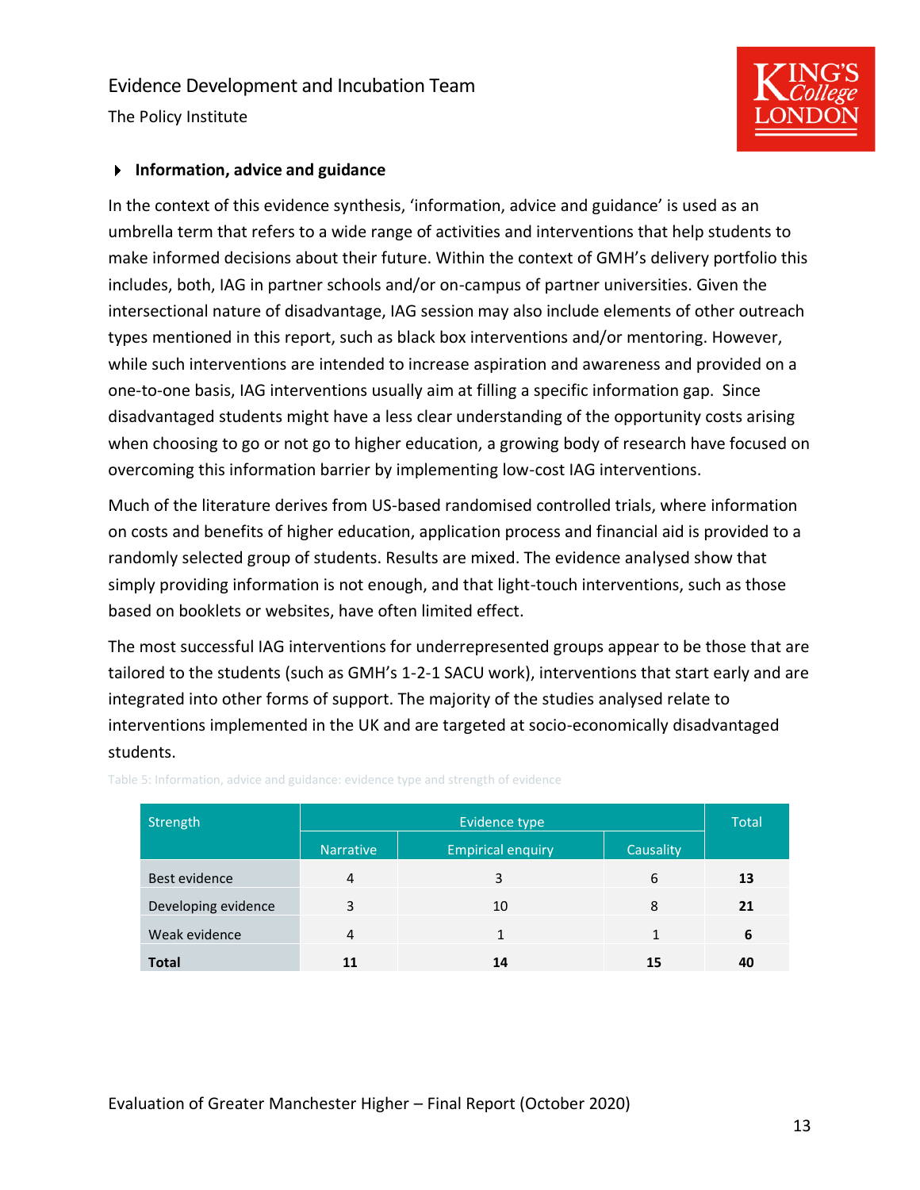### Information, advice and guidance

In the context of this evidence synthesis, 'information, advice and guidance' is used as an umbrella term that refers to a wide range of activities and interventions that help students to make informed decisions about their future. Within the context of GMH's delivery portfolio this includes, both, IAG in partner schools and/or on-campus of partner universities. Given the intersectional nature of disadvantage, IAG session may also include elements of other outreach types mentioned in this report, such as black box interventions and/or mentoring. However, while such interventions are intended to increase aspiration and awareness and provided on a one-to-one basis, IAG interventions usually aim at filling a specific information gap. Since disadvantaged students might have a less clear understanding of the opportunity costs arising when choosing to go or not go to higher education, a growing body of research have focused on overcoming this information barrier by implementing low-cost IAG interventions.

Much of the literature derives from US-based randomised controlled trials, where information on costs and benefits of higher education, application process and financial aid is provided to a randomly selected group of students. Results are mixed. The evidence analysed show that simply providing information is not enough, and that light-touch interventions, such as those based on booklets or websites, have often limited effect.

The most successful IAG interventions for underrepresented groups appear to be those that are tailored to the students (such as GMH's 1-2-1 SACU work), interventions that start early and are integrated into other forms of support. The majority of the studies analysed relate to interventions implemented in the UK and are targeted at socio-economically disadvantaged students.

Table 5: Information, advice and guidance: evidence type and strength of evidence

| Strength | Evidence type | | | Total |
|---|---|---|---|---|
| | Narrative | Empirical enquiry | Causality | |
| Best evidence | 4 | 3 | 6 | **13** |
| Developing evidence | 3 | 10 | 8 | **21** |
| Weak evidence | 4 | 1 | 1 | **6** |
| **Total** | **11** | **14** | **15** | **40** |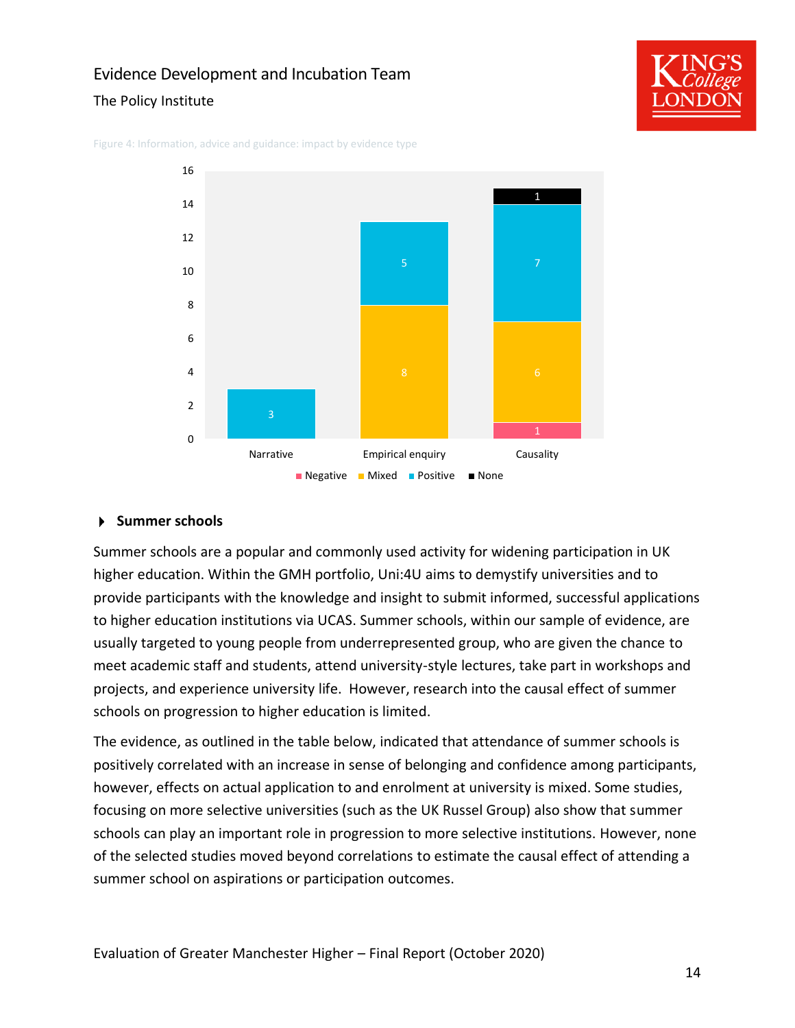Figure 4: Information, advice and guidance: impact by evidence type

| | Negative | Mixed | Positive | None |
|---|---|---|---|---|
| Narrative | | | 3 | |
| Empirical enquiry | | 8 | 5 | |
| Causality | 1 | 6 | 7 | 1 |

### Summer schools

Summer schools are a popular and commonly used activity for widening participation in UK higher education. Within the GMH portfolio, Uni:4U aims to demystify universities and to provide participants with the knowledge and insight to submit informed, successful applications to higher education institutions via UCAS. Summer schools, within our sample of evidence, are usually targeted to young people from underrepresented group, who are given the chance to meet academic staff and students, attend university-style lectures, take part in workshops and projects, and experience university life. However, research into the causal effect of summer schools on progression to higher education is limited.

The evidence, as outlined in the table below, indicated that attendance of summer schools is positively correlated with an increase in sense of belonging and confidence among participants, however, effects on actual application to and enrolment at university is mixed. Some studies, focusing on more selective universities (such as the UK Russel Group) also show that summer schools can play an important role in progression to more selective institutions. However, none of the selected studies moved beyond correlations to estimate the causal effect of attending a summer school on aspirations or participation outcomes.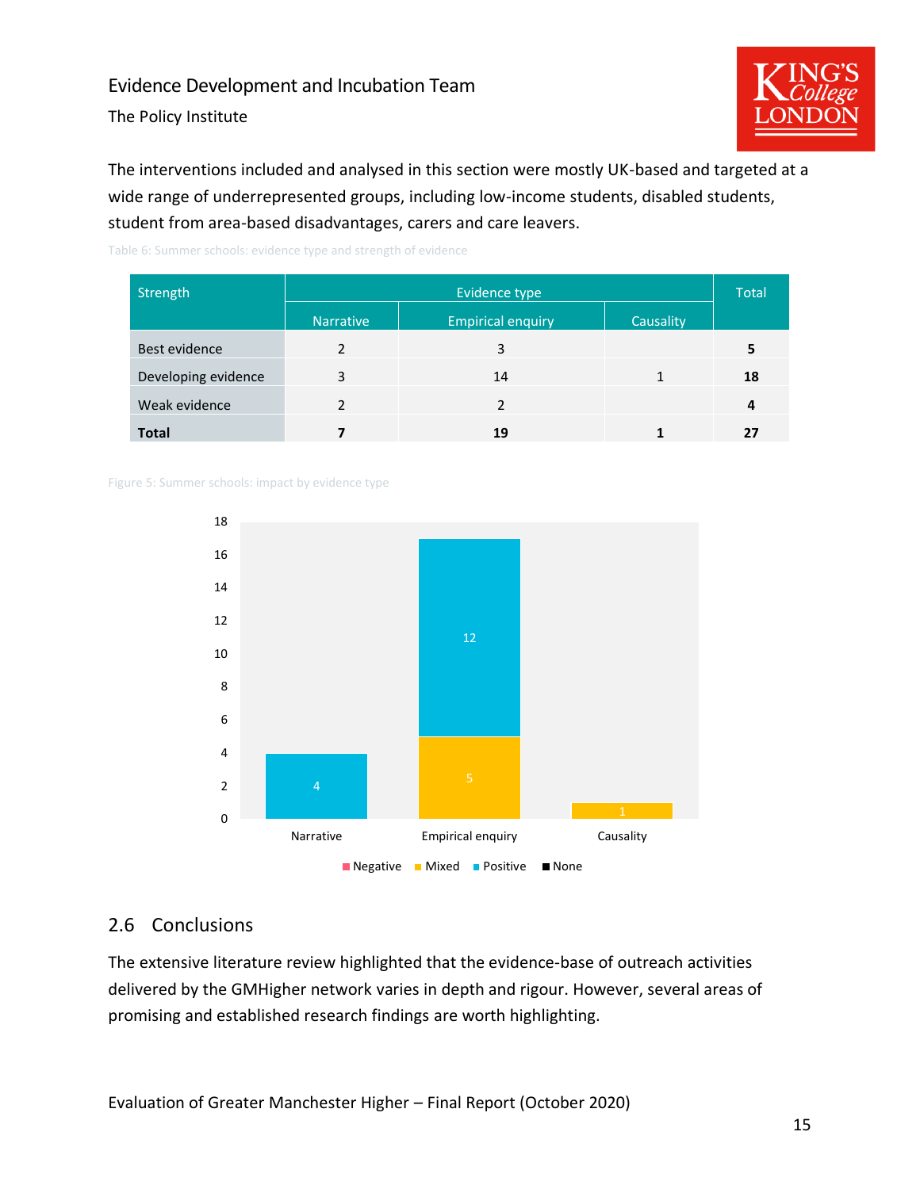The interventions included and analysed in this section were mostly UK-based and targeted at a wide range of underrepresented groups, including low-income students, disabled students, student from area-based disadvantages, carers and care leavers.

Table 6: Summer schools: evidence type and strength of evidence

| Strength | Evidence type | | | Total |
|---|---|---|---|---|
| | Narrative | Empirical enquiry | Causality | |
| Best evidence | 2 | 3 | | **5** |
| Developing evidence | 3 | 14 | 1 | **18** |
| Weak evidence | 2 | 2 | | **4** |
| **Total** | **7** | **19** | **1** | **27** |

Figure 5: Summer schools: impact by evidence type

| | Negative | Mixed | Positive | None |
|---|---|---|---|---|
| Narrative | | | 4 | |
| Empirical enquiry | | 5 | 12 | |
| Causality | | 1 | | |

## 2.6 Conclusions

The extensive literature review highlighted that the evidence-base of outreach activities delivered by the GMHigher network varies in depth and rigour. However, several areas of promising and established research findings are worth highlighting.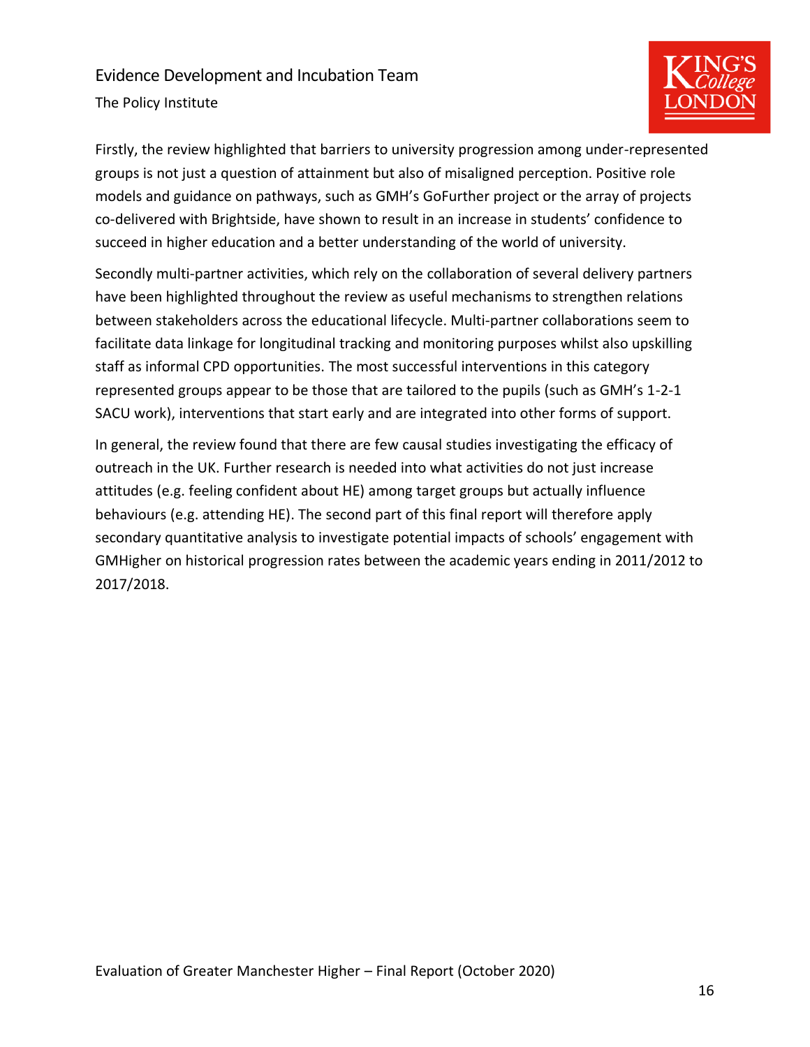Firstly, the review highlighted that barriers to university progression among under-represented groups is not just a question of attainment but also of misaligned perception. Positive role models and guidance on pathways, such as GMH's GoFurther project or the array of projects co-delivered with Brightside, have shown to result in an increase in students' confidence to succeed in higher education and a better understanding of the world of university.

Secondly multi-partner activities, which rely on the collaboration of several delivery partners have been highlighted throughout the review as useful mechanisms to strengthen relations between stakeholders across the educational lifecycle. Multi-partner collaborations seem to facilitate data linkage for longitudinal tracking and monitoring purposes whilst also upskilling staff as informal CPD opportunities. The most successful interventions in this category represented groups appear to be those that are tailored to the pupils (such as GMH's 1-2-1 SACU work), interventions that start early and are integrated into other forms of support.

In general, the review found that there are few causal studies investigating the efficacy of outreach in the UK. Further research is needed into what activities do not just increase attitudes (e.g. feeling confident about HE) among target groups but actually influence behaviours (e.g. attending HE). The second part of this final report will therefore apply secondary quantitative analysis to investigate potential impacts of schools' engagement with GMHigher on historical progression rates between the academic years ending in 2011/2012 to 2017/2018.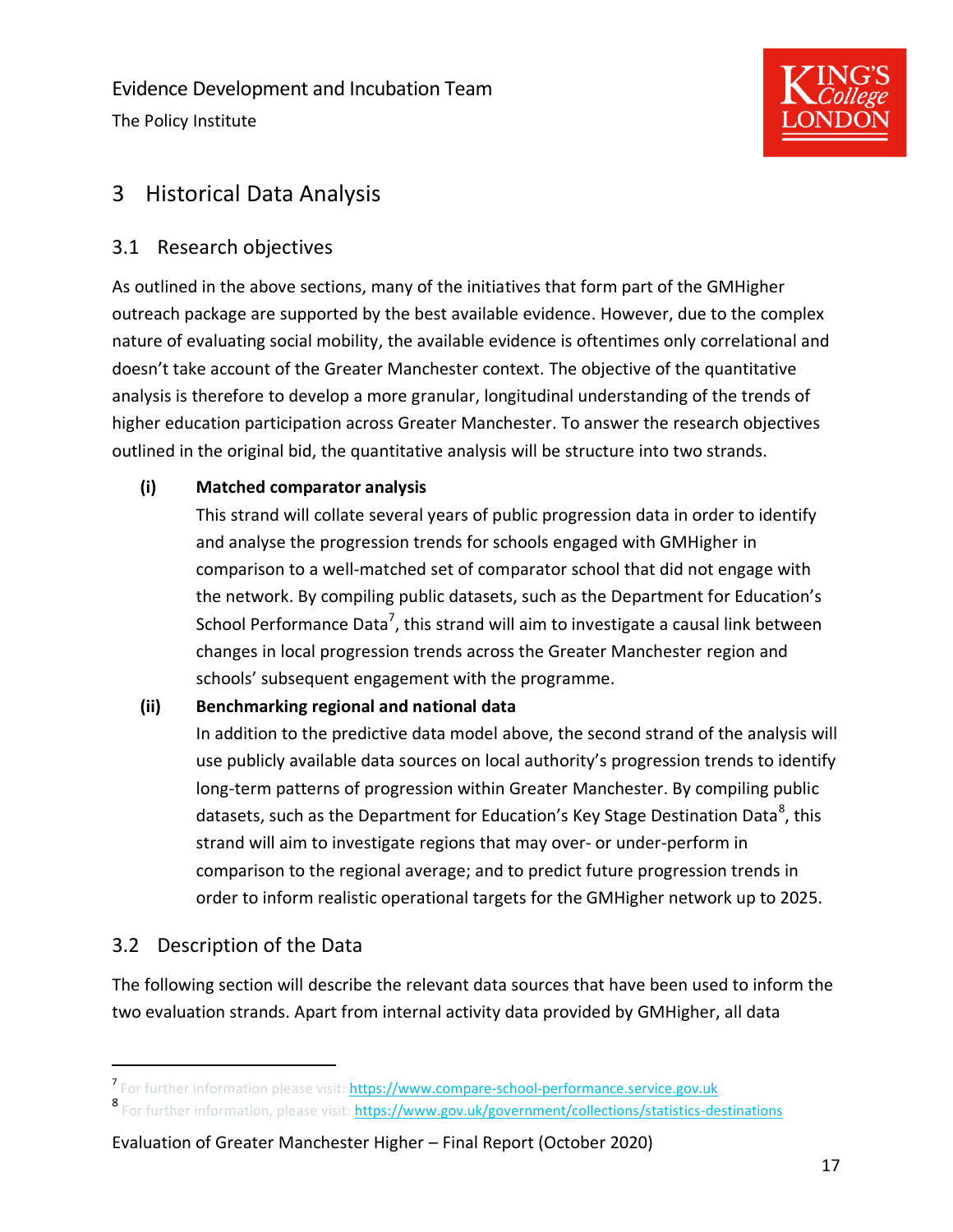# 3 Historical Data Analysis

## 3.1 Research objectives

As outlined in the above sections, many of the initiatives that form part of the GMHigher outreach package are supported by the best available evidence. However, due to the complex nature of evaluating social mobility, the available evidence is oftentimes only correlational and doesn't take account of the Greater Manchester context. The objective of the quantitative analysis is therefore to develop a more granular, longitudinal understanding of the trends of higher education participation across Greater Manchester. To answer the research objectives outlined in the original bid, the quantitative analysis will be structure into two strands.

**(i) Matched comparator analysis**

This strand will collate several years of public progression data in order to identify and analyse the progression trends for schools engaged with GMHigher in comparison to a well-matched set of comparator school that did not engage with the network. By compiling public datasets, such as the Department for Education's School Performance Data[7], this strand will aim to investigate a causal link between changes in local progression trends across the Greater Manchester region and schools' subsequent engagement with the programme.

**(ii) Benchmarking regional and national data**

In addition to the predictive data model above, the second strand of the analysis will use publicly available data sources on local authority's progression trends to identify long-term patterns of progression within Greater Manchester. By compiling public datasets, such as the Department for Education's Key Stage Destination Data[8], this strand will aim to investigate regions that may over- or under-perform in comparison to the regional average; and to predict future progression trends in order to inform realistic operational targets for the GMHigher network up to 2025.

## 3.2 Description of the Data

The following section will describe the relevant data sources that have been used to inform the two evaluation strands. Apart from internal activity data provided by GMHigher, all data

---

[7] For further information please visit: https://www.compare-school-performance.service.gov.uk

[8] For further information, please visit: https://www.gov.uk/government/collections/statistics-destinations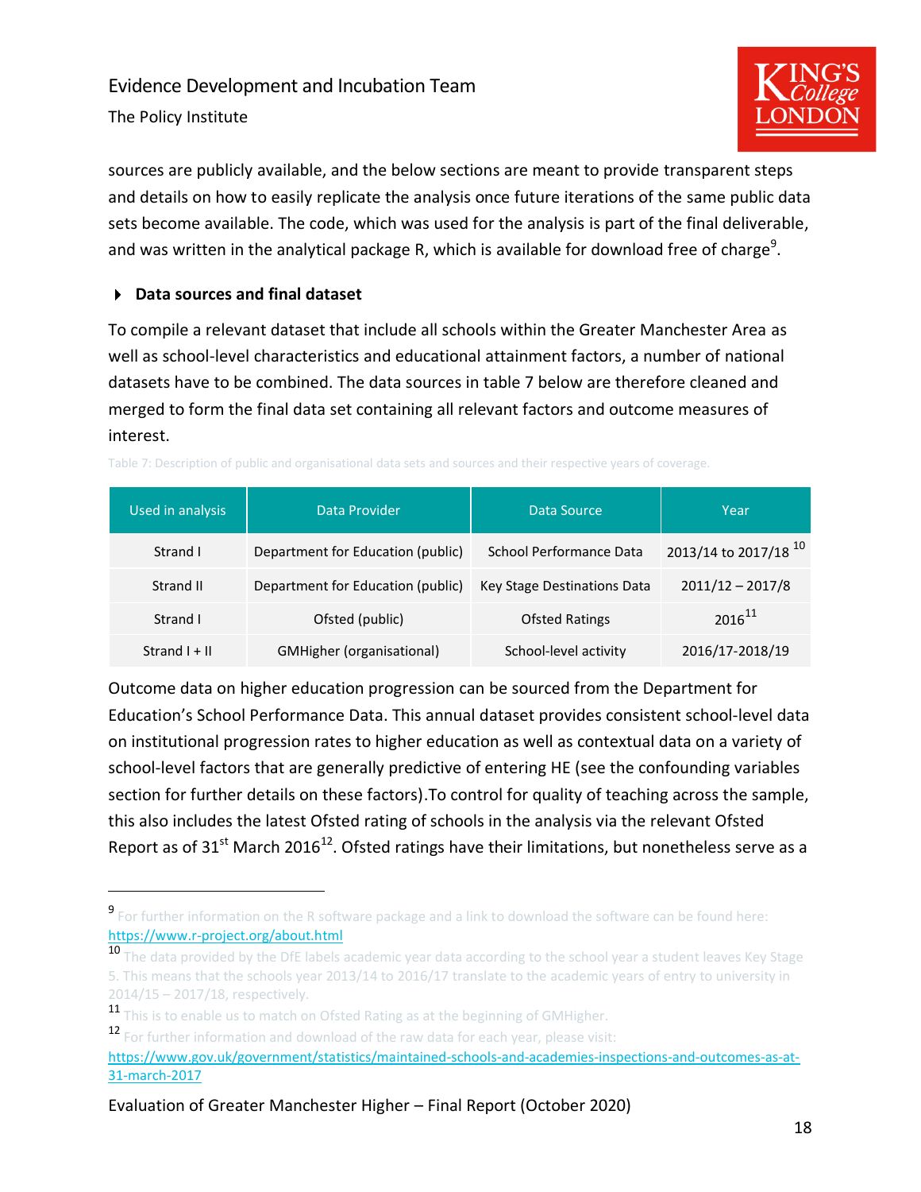sources are publicly available, and the below sections are meant to provide transparent steps and details on how to easily replicate the analysis once future iterations of the same public data sets become available. The code, which was used for the analysis is part of the final deliverable, and was written in the analytical package R, which is available for download free of charge[9].

### Data sources and final dataset

To compile a relevant dataset that include all schools within the Greater Manchester Area as well as school-level characteristics and educational attainment factors, a number of national datasets have to be combined. The data sources in table 7 below are therefore cleaned and merged to form the final data set containing all relevant factors and outcome measures of interest.

Table 7: Description of public and organisational data sets and sources and their respective years of coverage.

| Used in analysis | Data Provider | Data Source | Year |
|---|---|---|---|
| Strand I | Department for Education (public) | School Performance Data | 2013/14 to 2017/18 [10] |
| Strand II | Department for Education (public) | Key Stage Destinations Data | 2011/12 – 2017/8 |
| Strand I | Ofsted (public) | Ofsted Ratings | 2016[11] |
| Strand I + II | GMHigher (organisational) | School-level activity | 2016/17-2018/19 |

Outcome data on higher education progression can be sourced from the Department for Education's School Performance Data. This annual dataset provides consistent school-level data on institutional progression rates to higher education as well as contextual data on a variety of school-level factors that are generally predictive of entering HE (see the confounding variables section for further details on these factors).To control for quality of teaching across the sample, this also includes the latest Ofsted rating of schools in the analysis via the relevant Ofsted Report as of 31st March 2016[12]. Ofsted ratings have their limitations, but nonetheless serve as a

---

[9] For further information on the R software package and a link to download the software can be found here: https://www.r-project.org/about.html

[10] The data provided by the DfE labels academic year data according to the school year a student leaves Key Stage 5. This means that the schools year 2013/14 to 2016/17 translate to the academic years of entry to university in 2014/15 – 2017/18, respectively.

[11] This is to enable us to match on Ofsted Rating as at the beginning of GMHigher.

[12] For further information and download of the raw data for each year, please visit: https://www.gov.uk/government/statistics/maintained-schools-and-academies-inspections-and-outcomes-as-at-31-march-2017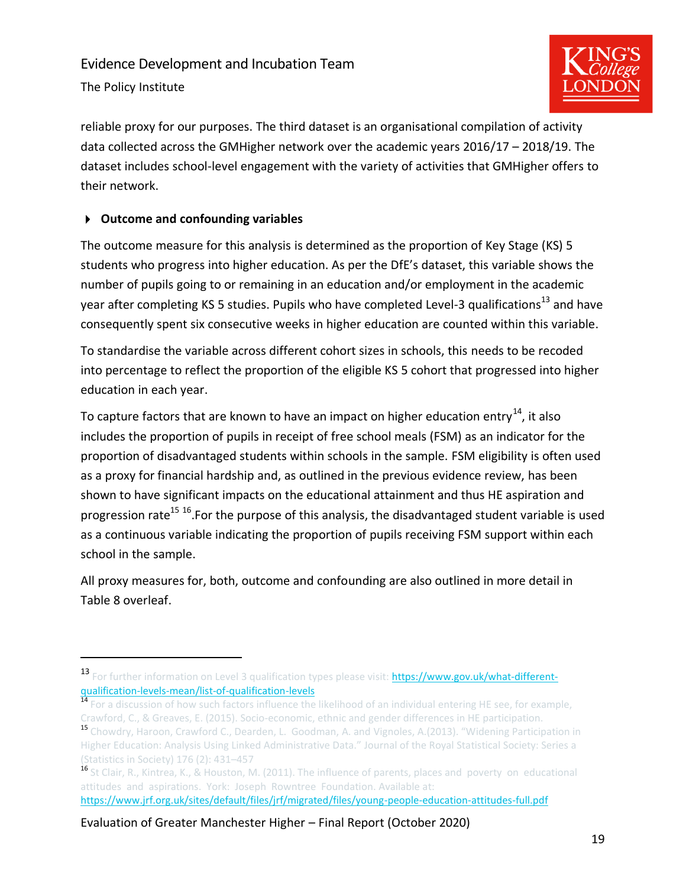reliable proxy for our purposes. The third dataset is an organisational compilation of activity data collected across the GMHigher network over the academic years 2016/17 – 2018/19. The dataset includes school-level engagement with the variety of activities that GMHigher offers to their network.

### Outcome and confounding variables

The outcome measure for this analysis is determined as the proportion of Key Stage (KS) 5 students who progress into higher education. As per the DfE's dataset, this variable shows the number of pupils going to or remaining in an education and/or employment in the academic year after completing KS 5 studies. Pupils who have completed Level-3 qualifications[13] and have consequently spent six consecutive weeks in higher education are counted within this variable.

To standardise the variable across different cohort sizes in schools, this needs to be recoded into percentage to reflect the proportion of the eligible KS 5 cohort that progressed into higher education in each year.

To capture factors that are known to have an impact on higher education entry[14], it also includes the proportion of pupils in receipt of free school meals (FSM) as an indicator for the proportion of disadvantaged students within schools in the sample. FSM eligibility is often used as a proxy for financial hardship and, as outlined in the previous evidence review, has been shown to have significant impacts on the educational attainment and thus HE aspiration and progression rate[15] [16].For the purpose of this analysis, the disadvantaged student variable is used as a continuous variable indicating the proportion of pupils receiving FSM support within each school in the sample.

All proxy measures for, both, outcome and confounding are also outlined in more detail in Table 8 overleaf.

---

[13] For further information on Level 3 qualification types please visit: https://www.gov.uk/what-different-qualification-levels-mean/list-of-qualification-levels

[14] For a discussion of how such factors influence the likelihood of an individual entering HE see, for example, Crawford, C., & Greaves, E. (2015). Socio-economic, ethnic and gender differences in HE participation.

[15] Chowdry, Haroon, Crawford C., Dearden, L. Goodman, A. and Vignoles, A.(2013). "Widening Participation in Higher Education: Analysis Using Linked Administrative Data." Journal of the Royal Statistical Society: Series a (Statistics in Society) 176 (2): 431–457

[16] St Clair, R., Kintrea, K., & Houston, M. (2011). The influence of parents, places and poverty on educational attitudes and aspirations. York: Joseph Rowntree Foundation. Available at: https://www.jrf.org.uk/sites/default/files/jrf/migrated/files/young-people-education-attitudes-full.pdf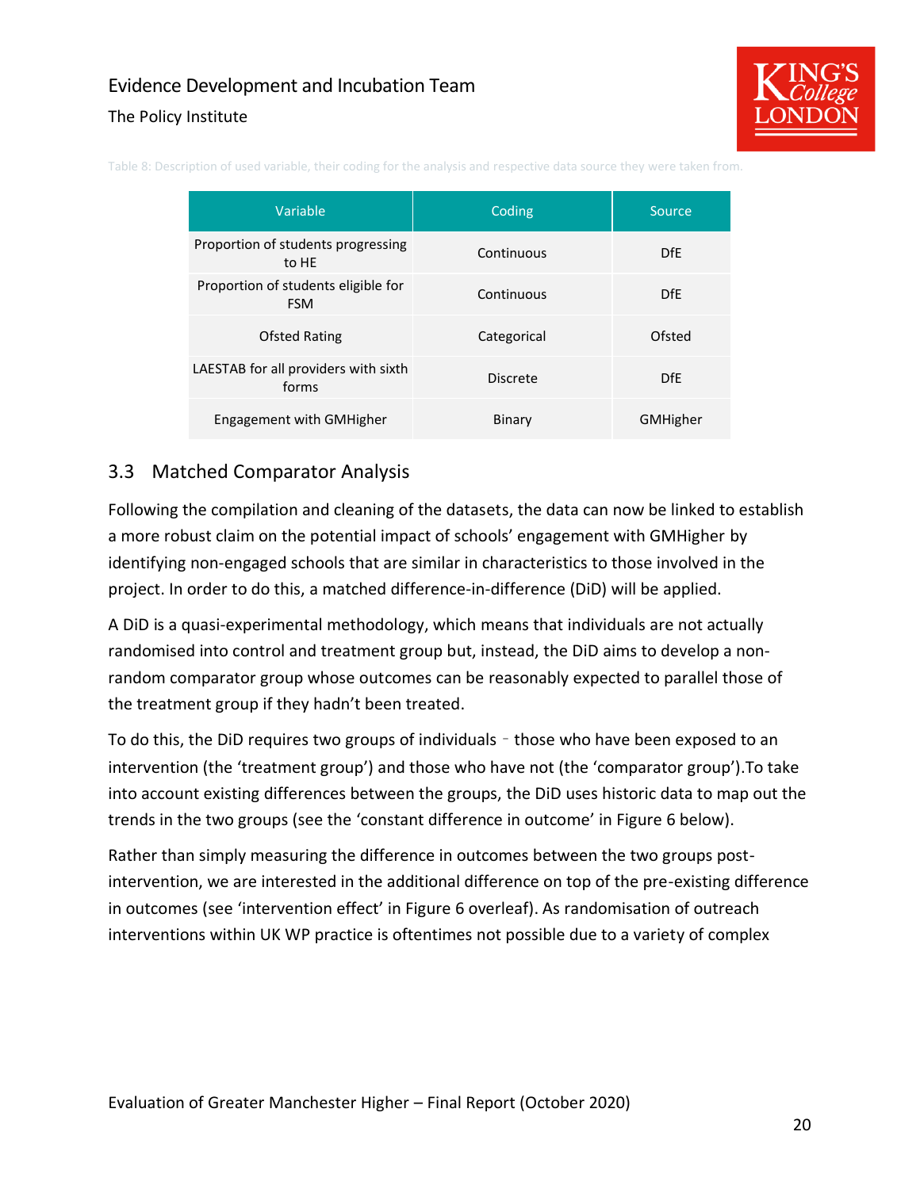Table 8: Description of used variable, their coding for the analysis and respective data source they were taken from.

| Variable | Coding | Source |
|---|---|---|
| Proportion of students progressing to HE | Continuous | DfE |
| Proportion of students eligible for FSM | Continuous | DfE |
| Ofsted Rating | Categorical | Ofsted |
| LAESTAB for all providers with sixth forms | Discrete | DfE |
| Engagement with GMHigher | Binary | GMHigher |

## 3.3 Matched Comparator Analysis

Following the compilation and cleaning of the datasets, the data can now be linked to establish a more robust claim on the potential impact of schools' engagement with GMHigher by identifying non-engaged schools that are similar in characteristics to those involved in the project. In order to do this, a matched difference-in-difference (DiD) will be applied.

A DiD is a quasi-experimental methodology, which means that individuals are not actually randomised into control and treatment group but, instead, the DiD aims to develop a non-random comparator group whose outcomes can be reasonably expected to parallel those of the treatment group if they hadn't been treated.

To do this, the DiD requires two groups of individuals - those who have been exposed to an intervention (the 'treatment group') and those who have not (the 'comparator group').To take into account existing differences between the groups, the DiD uses historic data to map out the trends in the two groups (see the 'constant difference in outcome' in Figure 6 below).

Rather than simply measuring the difference in outcomes between the two groups post-intervention, we are interested in the additional difference on top of the pre-existing difference in outcomes (see 'intervention effect' in Figure 6 overleaf). As randomisation of outreach interventions within UK WP practice is oftentimes not possible due to a variety of complex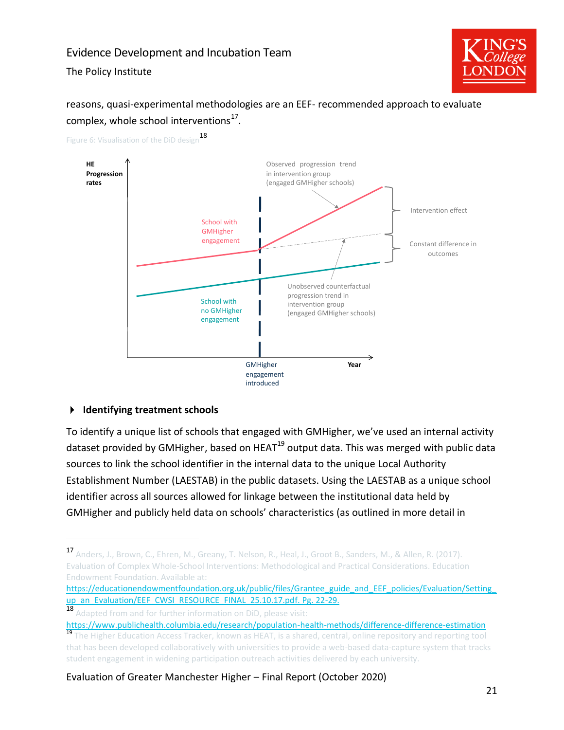reasons, quasi-experimental methodologies are an EEF- recommended approach to evaluate complex, whole school interventions[17].

Figure 6: Visualisation of the DiD design[18]

HE Progression rates

Observed progression trend in intervention group (engaged GMHigher schools)

Intervention effect

School with GMHigher engagement

Constant difference in outcomes

Unobserved counterfactual progression trend in intervention group (engaged GMHigher schools)

School with no GMHigher engagement

GMHigher engagement introduced

Year

- **Identifying treatment schools**

To identify a unique list of schools that engaged with GMHigher, we've used an internal activity dataset provided by GMHigher, based on HEAT[19] output data. This was merged with public data sources to link the school identifier in the internal data to the unique Local Authority Establishment Number (LAESTAB) in the public datasets. Using the LAESTAB as a unique school identifier across all sources allowed for linkage between the institutional data held by GMHigher and publicly held data on schools' characteristics (as outlined in more detail in

---

[17] Anders, J., Brown, C., Ehren, M., Greany, T. Nelson, R., Heal, J., Groot B., Sanders, M., & Allen, R. (2017). Evaluation of Complex Whole-School Interventions: Methodological and Practical Considerations. Education Endowment Foundation. Available at: https://educationendowmentfoundation.org.uk/public/files/Grantee_guide_and_EEF_policies/Evaluation/Setting_up_an_Evaluation/EEF_CWSI_RESOURCE_FINAL_25.10.17.pdf. Pg. 22-29.

[18] Adapted from and for further information on DiD, please visit: https://www.publichealth.columbia.edu/research/population-health-methods/difference-difference-estimation

[19] The Higher Education Access Tracker, known as HEAT, is a shared, central, online repository and reporting tool that has been developed collaboratively with universities to provide a web-based data-capture system that tracks student engagement in widening participation outreach activities delivered by each university.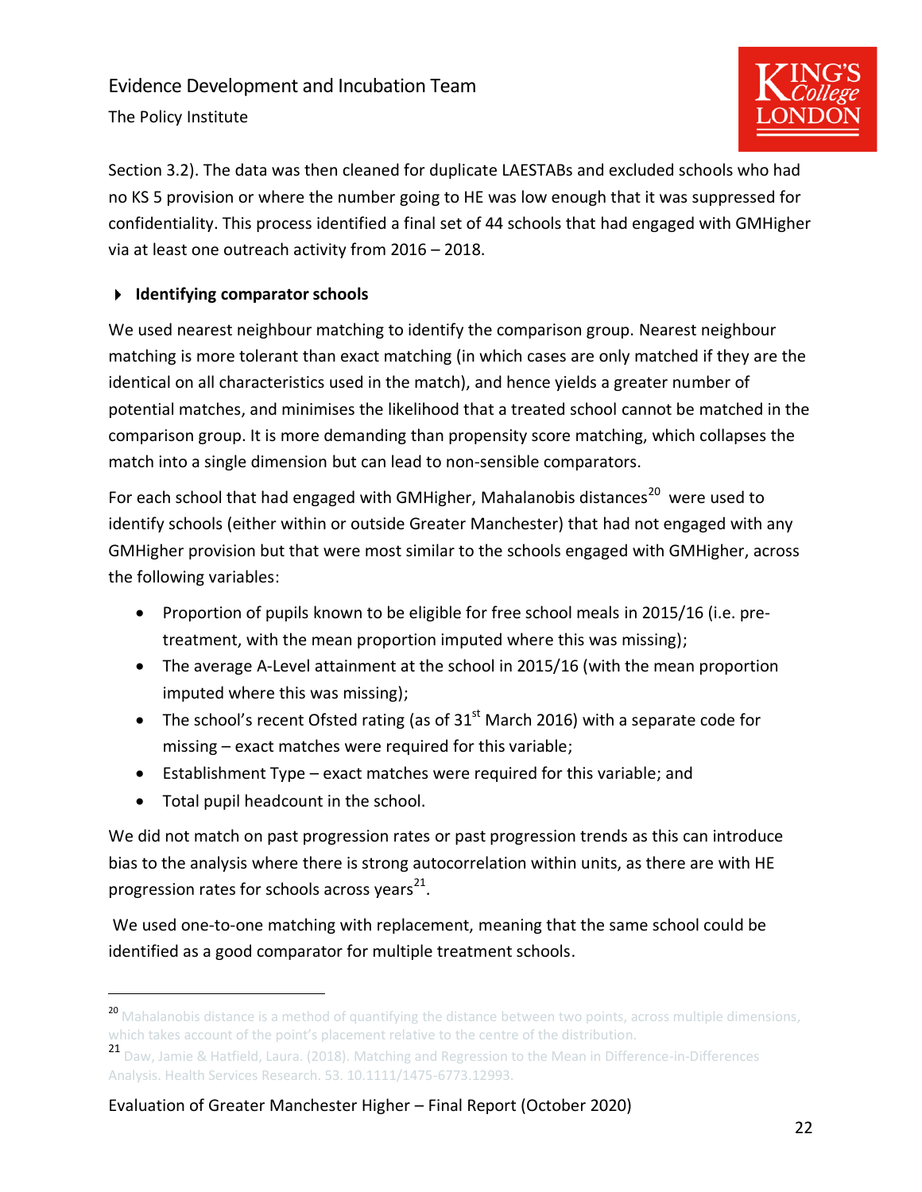Section 3.2). The data was then cleaned for duplicate LAESTABs and excluded schools who had no KS 5 provision or where the number going to HE was low enough that it was suppressed for confidentiality. This process identified a final set of 44 schools that had engaged with GMHigher via at least one outreach activity from 2016 – 2018.

- **Identifying comparator schools**

We used nearest neighbour matching to identify the comparison group. Nearest neighbour matching is more tolerant than exact matching (in which cases are only matched if they are the identical on all characteristics used in the match), and hence yields a greater number of potential matches, and minimises the likelihood that a treated school cannot be matched in the comparison group. It is more demanding than propensity score matching, which collapses the match into a single dimension but can lead to non-sensible comparators.

For each school that had engaged with GMHigher, Mahalanobis distances[20] were used to identify schools (either within or outside Greater Manchester) that had not engaged with any GMHigher provision but that were most similar to the schools engaged with GMHigher, across the following variables:

- Proportion of pupils known to be eligible for free school meals in 2015/16 (i.e. pre-treatment, with the mean proportion imputed where this was missing);
- The average A-Level attainment at the school in 2015/16 (with the mean proportion imputed where this was missing);
- The school's recent Ofsted rating (as of 31st March 2016) with a separate code for missing – exact matches were required for this variable;
- Establishment Type – exact matches were required for this variable; and
- Total pupil headcount in the school.

We did not match on past progression rates or past progression trends as this can introduce bias to the analysis where there is strong autocorrelation within units, as there are with HE progression rates for schools across years[21].

We used one-to-one matching with replacement, meaning that the same school could be identified as a good comparator for multiple treatment schools.

---

[20] Mahalanobis distance is a method of quantifying the distance between two points, across multiple dimensions, which takes account of the point's placement relative to the centre of the distribution.

[21] Daw, Jamie & Hatfield, Laura. (2018). Matching and Regression to the Mean in Difference-in-Differences Analysis. Health Services Research. 53. 10.1111/1475-6773.12993.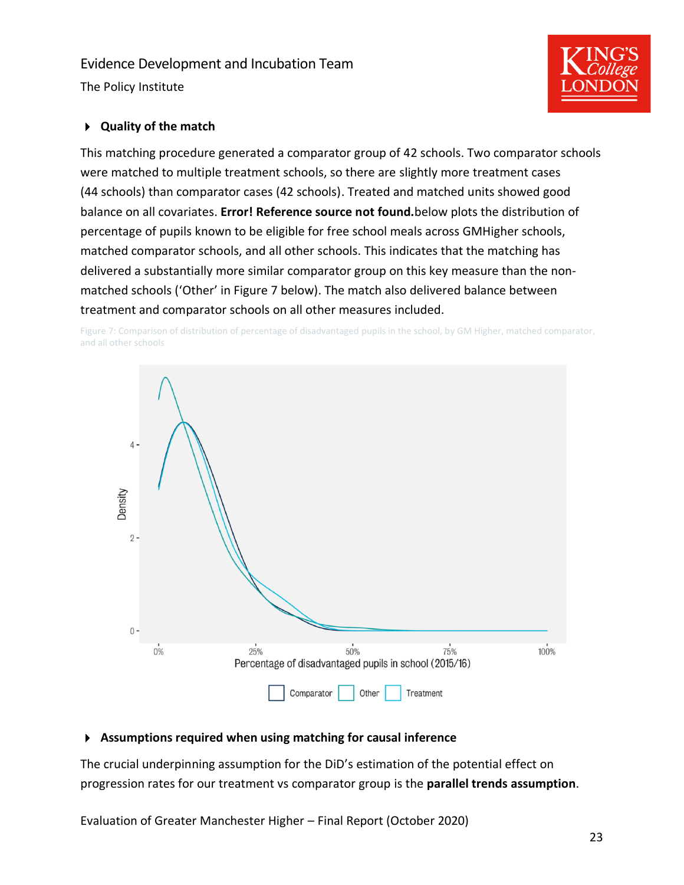### Quality of the match

This matching procedure generated a comparator group of 42 schools. Two comparator schools were matched to multiple treatment schools, so there are slightly more treatment cases (44 schools) than comparator cases (42 schools). Treated and matched units showed good balance on all covariates. **Error! Reference source not found.**below plots the distribution of percentage of pupils known to be eligible for free school meals across GMHigher schools, matched comparator schools, and all other schools. This indicates that the matching has delivered a substantially more similar comparator group on this key measure than the non-matched schools ('Other' in Figure 7 below). The match also delivered balance between treatment and comparator schools on all other measures included.

Figure 7: Comparison of distribution of percentage of disadvantaged pupils in the school, by GM Higher, matched comparator, and all other schools

### Assumptions required when using matching for causal inference

The crucial underpinning assumption for the DiD's estimation of the potential effect on progression rates for our treatment vs comparator group is the **parallel trends assumption**.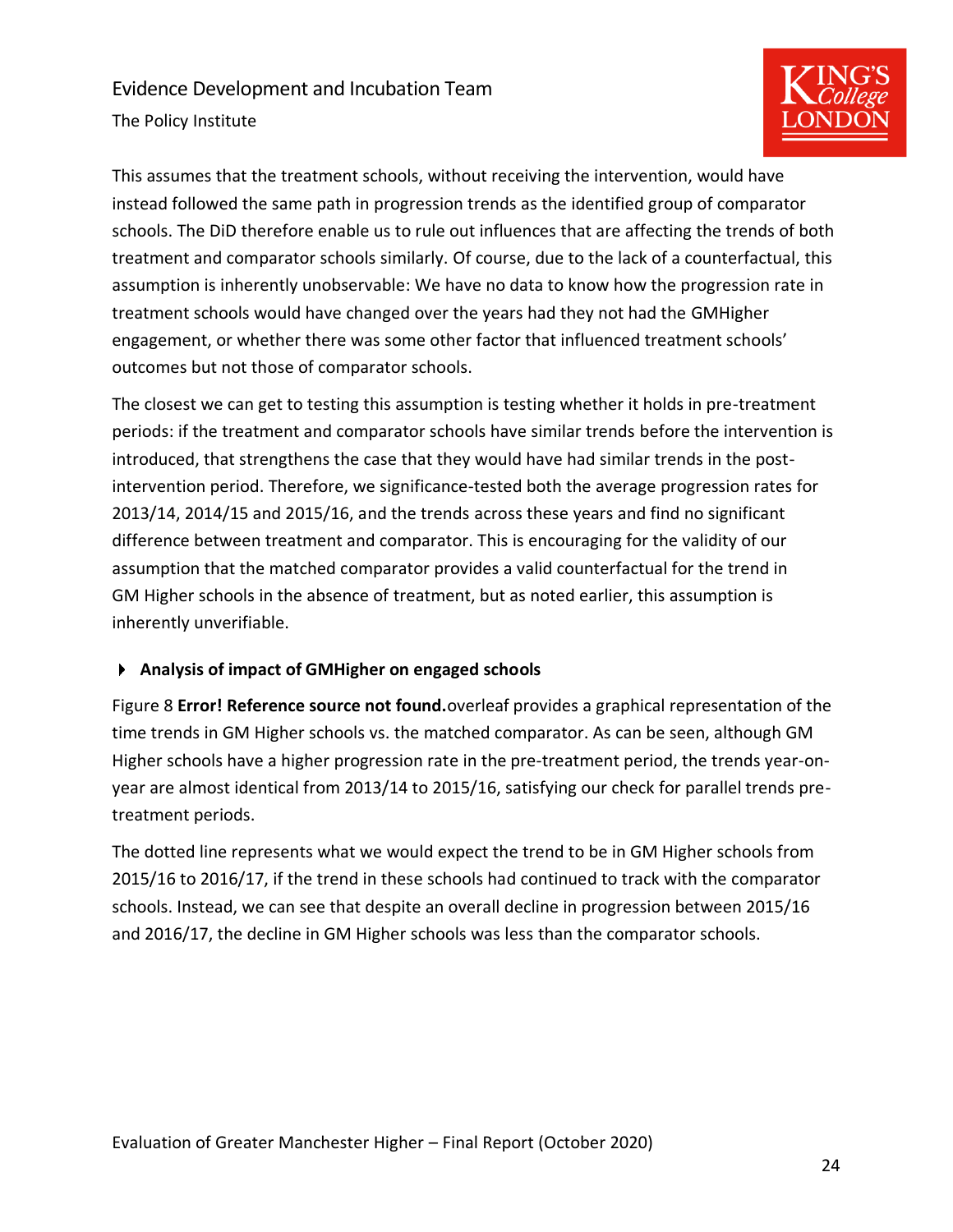This assumes that the treatment schools, without receiving the intervention, would have instead followed the same path in progression trends as the identified group of comparator schools. The DiD therefore enable us to rule out influences that are affecting the trends of both treatment and comparator schools similarly. Of course, due to the lack of a counterfactual, this assumption is inherently unobservable: We have no data to know how the progression rate in treatment schools would have changed over the years had they not had the GMHigher engagement, or whether there was some other factor that influenced treatment schools' outcomes but not those of comparator schools.

The closest we can get to testing this assumption is testing whether it holds in pre-treatment periods: if the treatment and comparator schools have similar trends before the intervention is introduced, that strengthens the case that they would have had similar trends in the post-intervention period. Therefore, we significance-tested both the average progression rates for 2013/14, 2014/15 and 2015/16, and the trends across these years and find no significant difference between treatment and comparator. This is encouraging for the validity of our assumption that the matched comparator provides a valid counterfactual for the trend in GM Higher schools in the absence of treatment, but as noted earlier, this assumption is inherently unverifiable.

### Analysis of impact of GMHigher on engaged schools

Figure 8 **Error! Reference source not found.**overleaf provides a graphical representation of the time trends in GM Higher schools vs. the matched comparator. As can be seen, although GM Higher schools have a higher progression rate in the pre-treatment period, the trends year-on-year are almost identical from 2013/14 to 2015/16, satisfying our check for parallel trends pre-treatment periods.

The dotted line represents what we would expect the trend to be in GM Higher schools from 2015/16 to 2016/17, if the trend in these schools had continued to track with the comparator schools. Instead, we can see that despite an overall decline in progression between 2015/16 and 2016/17, the decline in GM Higher schools was less than the comparator schools.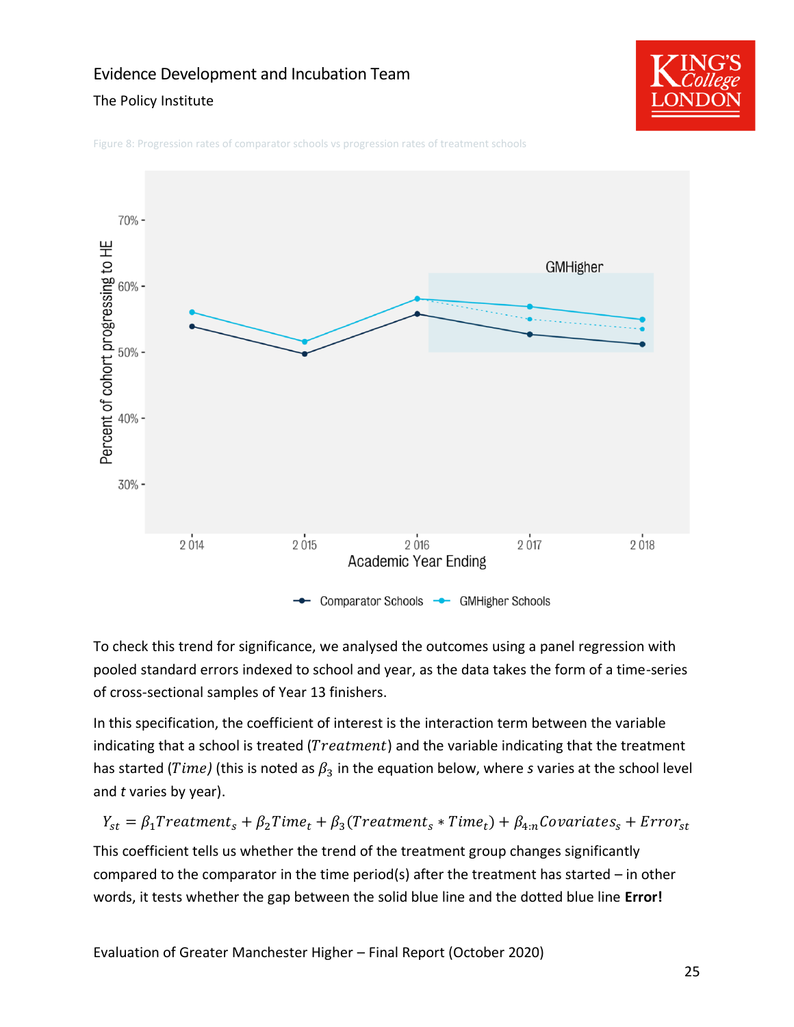Figure 8: Progression rates of comparator schools vs progression rates of treatment schools

To check this trend for significance, we analysed the outcomes using a panel regression with pooled standard errors indexed to school and year, as the data takes the form of a time-series of cross-sectional samples of Year 13 finishers.

In this specification, the coefficient of interest is the interaction term between the variable indicating that a school is treated ($Treatment$) and the variable indicating that the treatment has started ($Time$) (this is noted as $\beta_3$ in the equation below, where *s* varies at the school level and *t* varies by year).

$$Y_{st} = \beta_1 Treatment_s + \beta_2 Time_t + \beta_3 (Treatment_s * Time_t) + \beta_{4:n} Covariates_s + Error_{st}$$

This coefficient tells us whether the trend of the treatment group changes significantly compared to the comparator in the time period(s) after the treatment has started – in other words, it tests whether the gap between the solid blue line and the dotted blue line **Error!**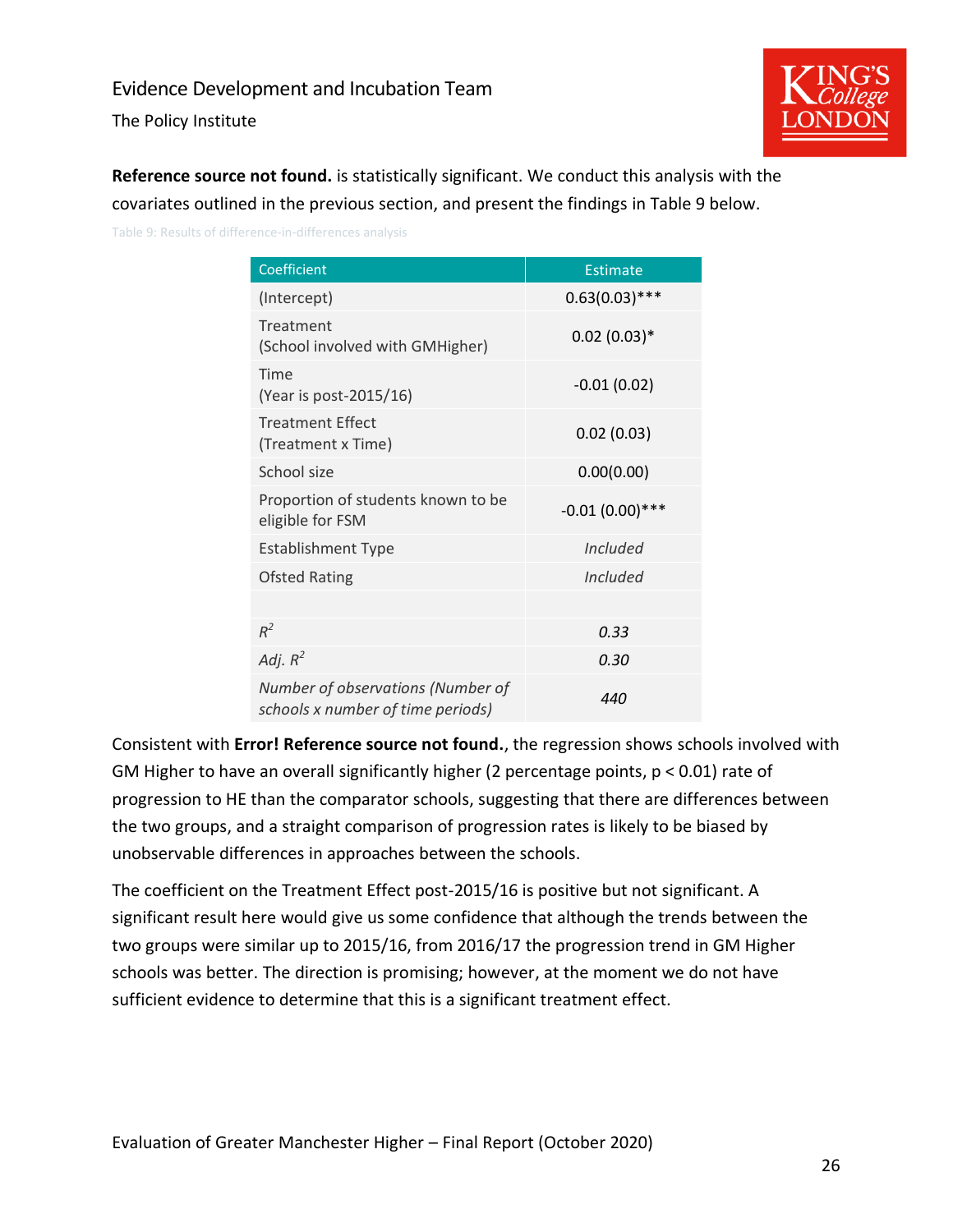**Reference source not found.** is statistically significant. We conduct this analysis with the covariates outlined in the previous section, and present the findings in Table 9 below.

Table 9: Results of difference-in-differences analysis

| Coefficient | Estimate |
|---|---|
| (Intercept) | 0.63(0.03)*** |
| Treatment (School involved with GMHigher) | 0.02 (0.03)* |
| Time (Year is post-2015/16) | -0.01 (0.02) |
| Treatment Effect (Treatment x Time) | 0.02 (0.03) |
| School size | 0.00(0.00) |
| Proportion of students known to be eligible for FSM | -0.01 (0.00)*** |
| Establishment Type | *Included* |
| Ofsted Rating | *Included* |
| | |
| $R^2$ | *0.33* |
| *Adj.* $R^2$ | *0.30* |
| *Number of observations (Number of schools x number of time periods)* | *440* |

Consistent with **Error! Reference source not found.**, the regression shows schools involved with GM Higher to have an overall significantly higher (2 percentage points, $p < 0.01$) rate of progression to HE than the comparator schools, suggesting that there are differences between the two groups, and a straight comparison of progression rates is likely to be biased by unobservable differences in approaches between the schools.

The coefficient on the Treatment Effect post-2015/16 is positive but not significant. A significant result here would give us some confidence that although the trends between the two groups were similar up to 2015/16, from 2016/17 the progression trend in GM Higher schools was better. The direction is promising; however, at the moment we do not have sufficient evidence to determine that this is a significant treatment effect.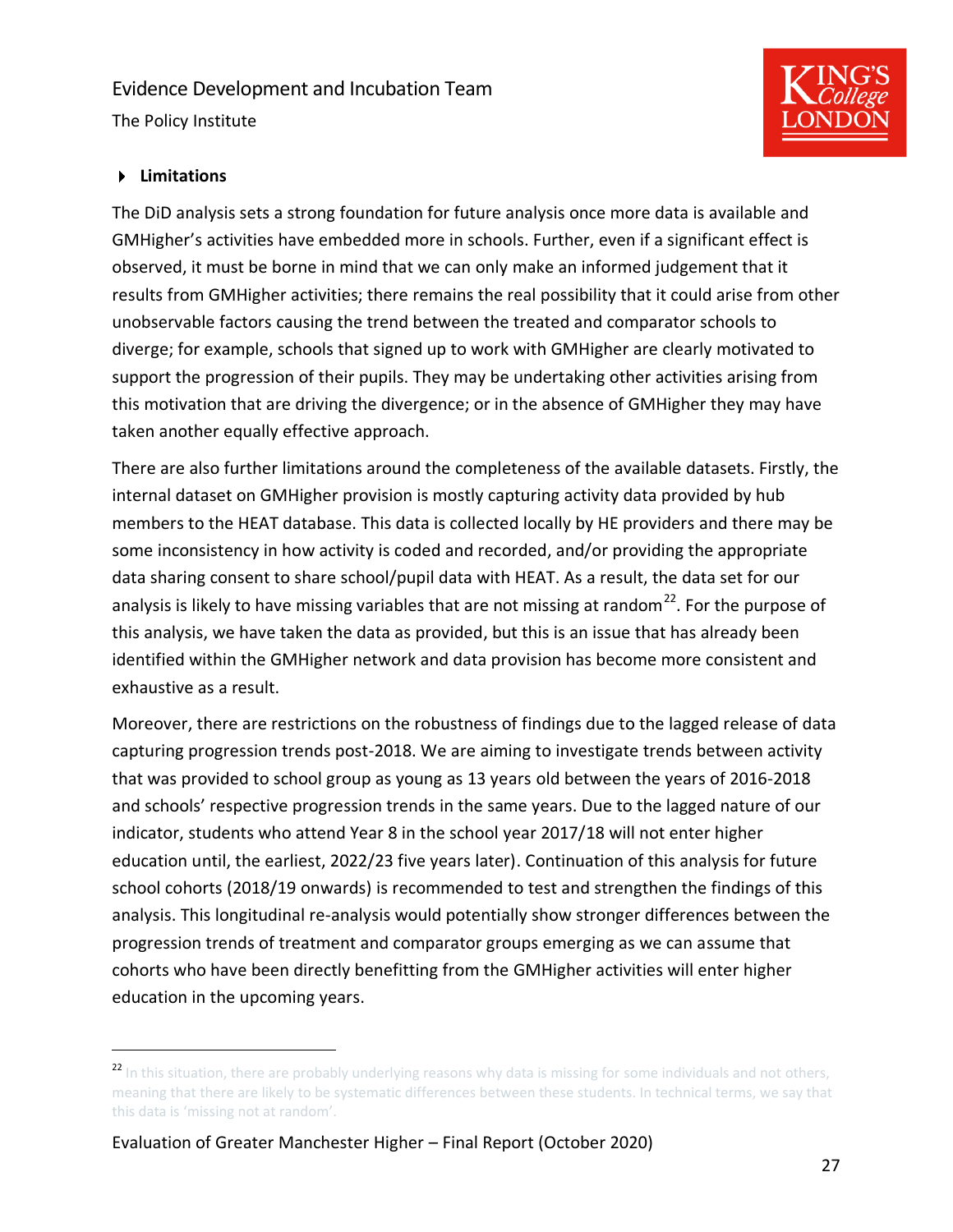### Limitations

The DiD analysis sets a strong foundation for future analysis once more data is available and GMHigher's activities have embedded more in schools. Further, even if a significant effect is observed, it must be borne in mind that we can only make an informed judgement that it results from GMHigher activities; there remains the real possibility that it could arise from other unobservable factors causing the trend between the treated and comparator schools to diverge; for example, schools that signed up to work with GMHigher are clearly motivated to support the progression of their pupils. They may be undertaking other activities arising from this motivation that are driving the divergence; or in the absence of GMHigher they may have taken another equally effective approach.

There are also further limitations around the completeness of the available datasets. Firstly, the internal dataset on GMHigher provision is mostly capturing activity data provided by hub members to the HEAT database. This data is collected locally by HE providers and there may be some inconsistency in how activity is coded and recorded, and/or providing the appropriate data sharing consent to share school/pupil data with HEAT. As a result, the data set for our analysis is likely to have missing variables that are not missing at random[22]. For the purpose of this analysis, we have taken the data as provided, but this is an issue that has already been identified within the GMHigher network and data provision has become more consistent and exhaustive as a result.

Moreover, there are restrictions on the robustness of findings due to the lagged release of data capturing progression trends post-2018. We are aiming to investigate trends between activity that was provided to school group as young as 13 years old between the years of 2016-2018 and schools' respective progression trends in the same years. Due to the lagged nature of our indicator, students who attend Year 8 in the school year 2017/18 will not enter higher education until, the earliest, 2022/23 five years later). Continuation of this analysis for future school cohorts (2018/19 onwards) is recommended to test and strengthen the findings of this analysis. This longitudinal re-analysis would potentially show stronger differences between the progression trends of treatment and comparator groups emerging as we can assume that cohorts who have been directly benefitting from the GMHigher activities will enter higher education in the upcoming years.

---

[22] In this situation, there are probably underlying reasons why data is missing for some individuals and not others, meaning that there are likely to be systematic differences between these students. In technical terms, we say that this data is 'missing not at random'.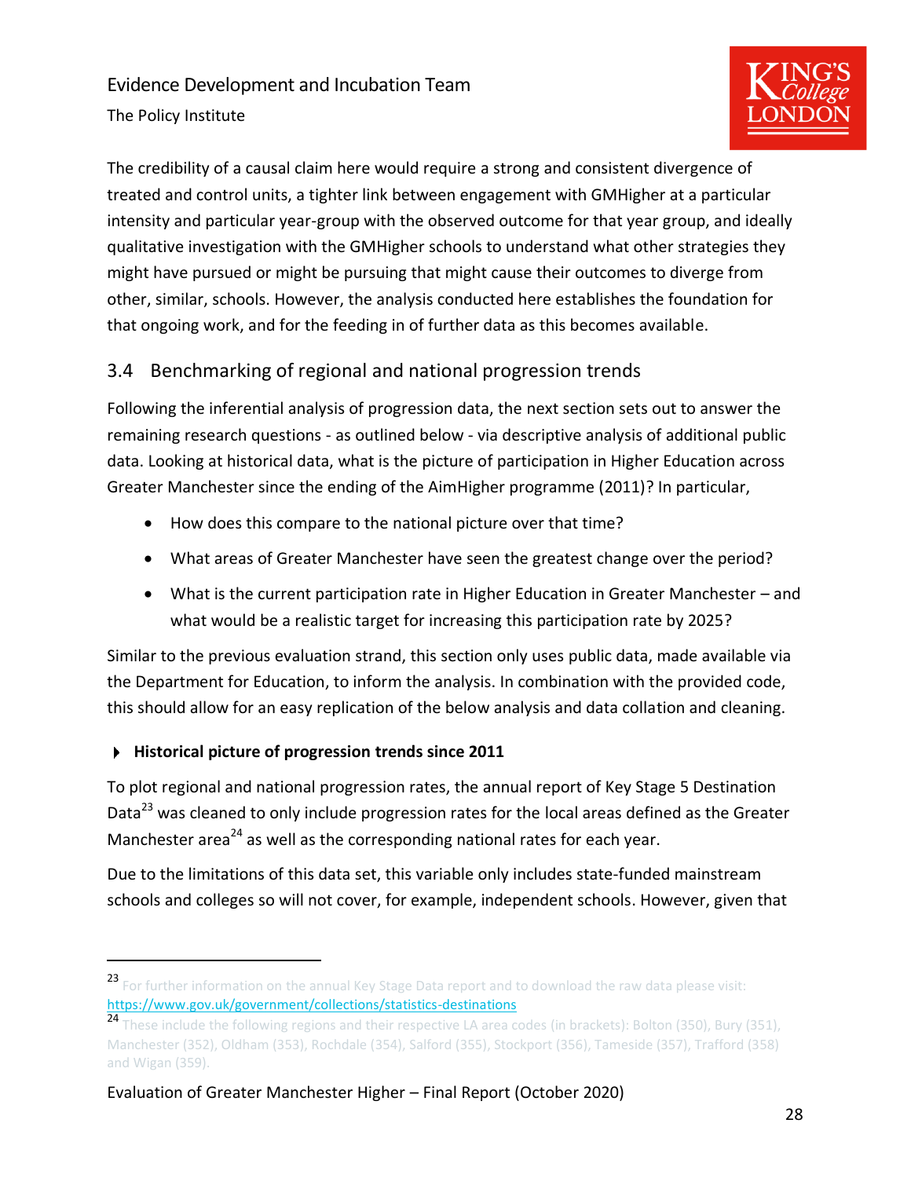The credibility of a causal claim here would require a strong and consistent divergence of treated and control units, a tighter link between engagement with GMHigher at a particular intensity and particular year-group with the observed outcome for that year group, and ideally qualitative investigation with the GMHigher schools to understand what other strategies they might have pursued or might be pursuing that might cause their outcomes to diverge from other, similar, schools. However, the analysis conducted here establishes the foundation for that ongoing work, and for the feeding in of further data as this becomes available.

## 3.4 Benchmarking of regional and national progression trends

Following the inferential analysis of progression data, the next section sets out to answer the remaining research questions - as outlined below - via descriptive analysis of additional public data. Looking at historical data, what is the picture of participation in Higher Education across Greater Manchester since the ending of the AimHigher programme (2011)? In particular,

- How does this compare to the national picture over that time?
- What areas of Greater Manchester have seen the greatest change over the period?
- What is the current participation rate in Higher Education in Greater Manchester – and what would be a realistic target for increasing this participation rate by 2025?

Similar to the previous evaluation strand, this section only uses public data, made available via the Department for Education, to inform the analysis. In combination with the provided code, this should allow for an easy replication of the below analysis and data collation and cleaning.

#### Historical picture of progression trends since 2011

To plot regional and national progression rates, the annual report of Key Stage 5 Destination Data[23] was cleaned to only include progression rates for the local areas defined as the Greater Manchester area[24] as well as the corresponding national rates for each year.

Due to the limitations of this data set, this variable only includes state-funded mainstream schools and colleges so will not cover, for example, independent schools. However, given that

---

[23] For further information on the annual Key Stage Data report and to download the raw data please visit: https://www.gov.uk/government/collections/statistics-destinations

[24] These include the following regions and their respective LA area codes (in brackets): Bolton (350), Bury (351), Manchester (352), Oldham (353), Rochdale (354), Salford (355), Stockport (356), Tameside (357), Trafford (358) and Wigan (359).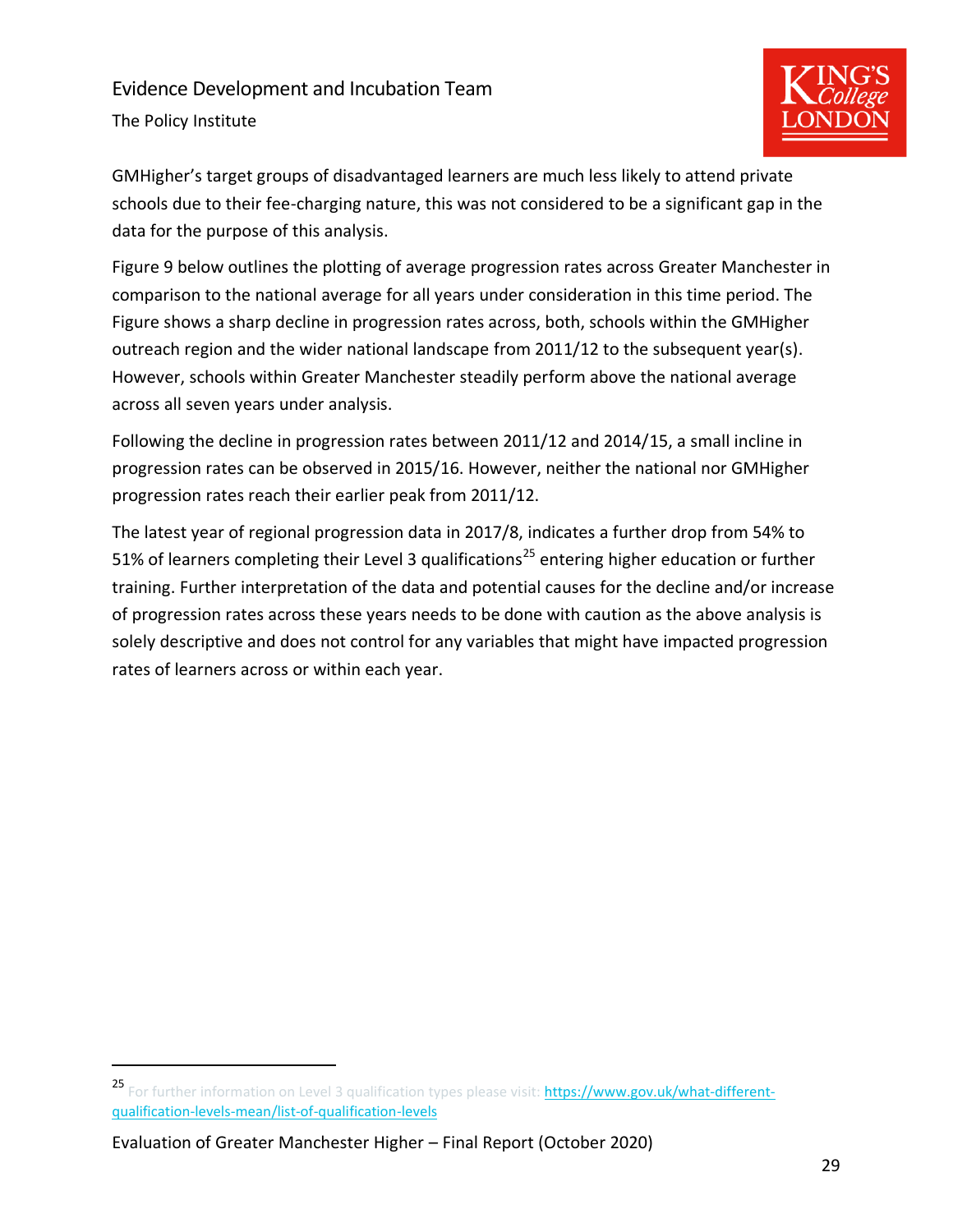GMHigher's target groups of disadvantaged learners are much less likely to attend private schools due to their fee-charging nature, this was not considered to be a significant gap in the data for the purpose of this analysis.

Figure 9 below outlines the plotting of average progression rates across Greater Manchester in comparison to the national average for all years under consideration in this time period. The Figure shows a sharp decline in progression rates across, both, schools within the GMHigher outreach region and the wider national landscape from 2011/12 to the subsequent year(s). However, schools within Greater Manchester steadily perform above the national average across all seven years under analysis.

Following the decline in progression rates between 2011/12 and 2014/15, a small incline in progression rates can be observed in 2015/16. However, neither the national nor GMHigher progression rates reach their earlier peak from 2011/12.

The latest year of regional progression data in 2017/8, indicates a further drop from 54% to 51% of learners completing their Level 3 qualifications[25] entering higher education or further training. Further interpretation of the data and potential causes for the decline and/or increase of progression rates across these years needs to be done with caution as the above analysis is solely descriptive and does not control for any variables that might have impacted progression rates of learners across or within each year.

---

[25] For further information on Level 3 qualification types please visit: https://www.gov.uk/what-different-qualification-levels-mean/list-of-qualification-levels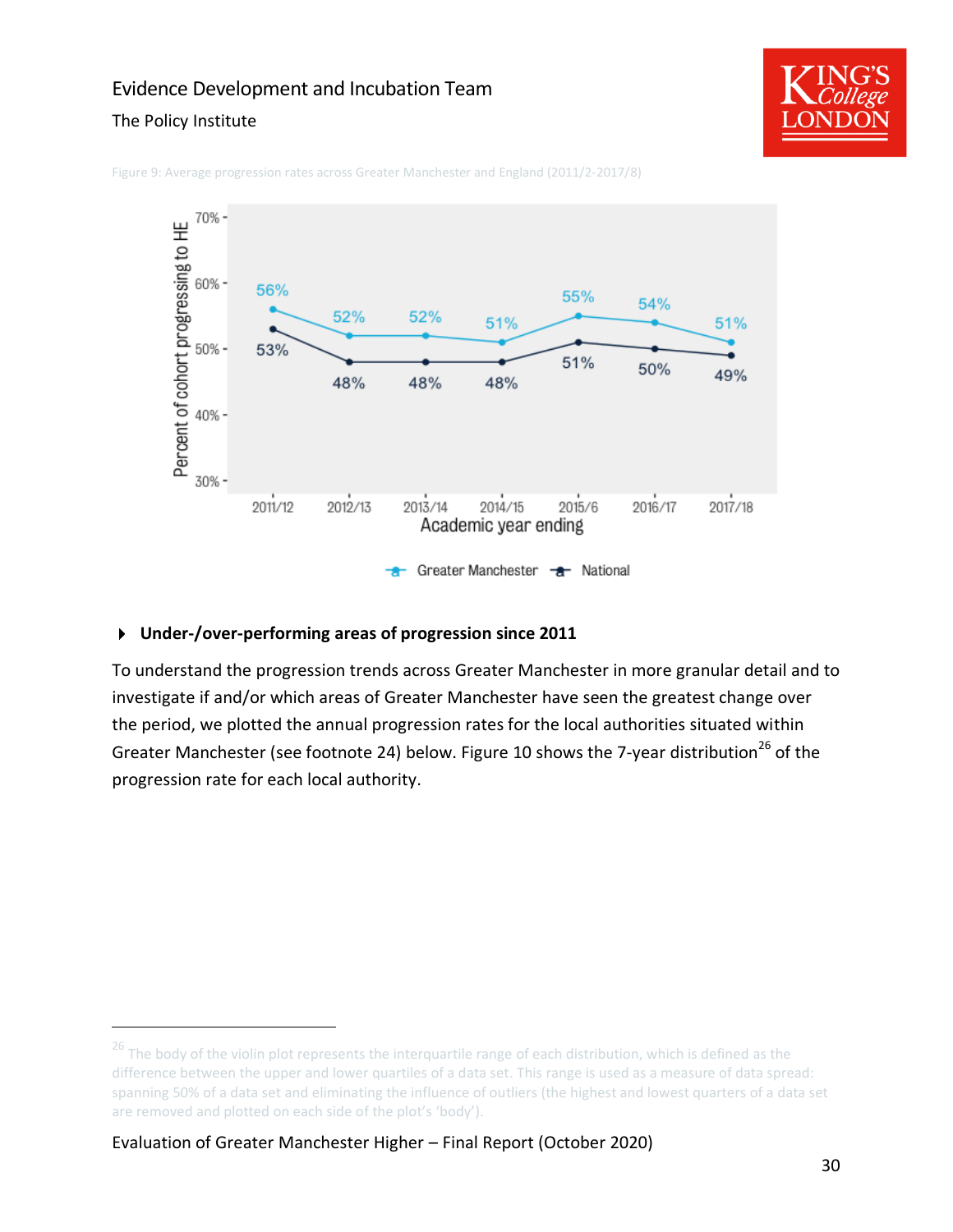Figure 9: Average progression rates across Greater Manchester and England (2011/2-2017/8)

- **Under-/over-performing areas of progression since 2011**

To understand the progression trends across Greater Manchester in more granular detail and to investigate if and/or which areas of Greater Manchester have seen the greatest change over the period, we plotted the annual progression rates for the local authorities situated within Greater Manchester (see footnote 24) below. Figure 10 shows the 7-year distribution[26] of the progression rate for each local authority.

---

[26] The body of the violin plot represents the interquartile range of each distribution, which is defined as the difference between the upper and lower quartiles of a data set. This range is used as a measure of data spread: spanning 50% of a data set and eliminating the influence of outliers (the highest and lowest quarters of a data set are removed and plotted on each side of the plot's 'body').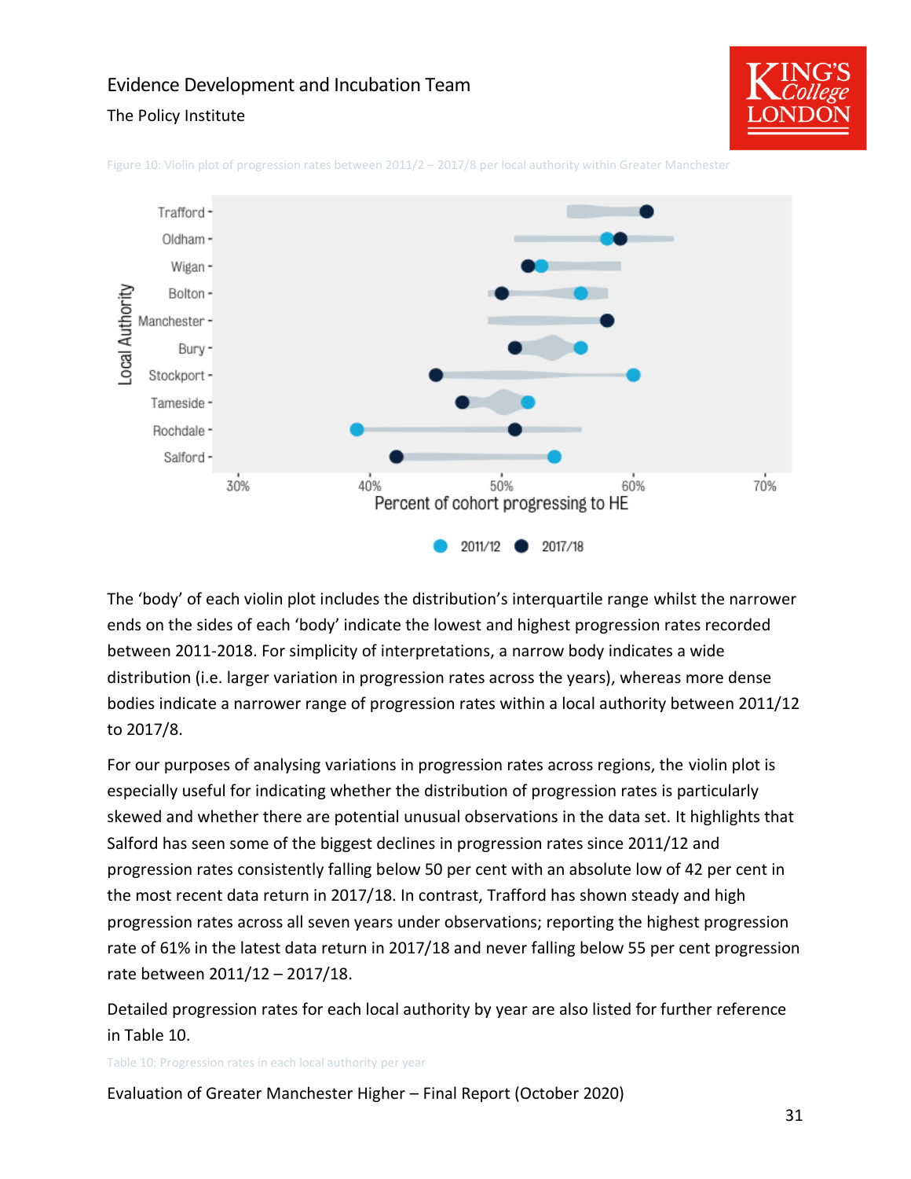Figure 10: Violin plot of progression rates between 2011/2 – 2017/8 per local authority within Greater Manchester

The 'body' of each violin plot includes the distribution's interquartile range whilst the narrower ends on the sides of each 'body' indicate the lowest and highest progression rates recorded between 2011-2018. For simplicity of interpretations, a narrow body indicates a wide distribution (i.e. larger variation in progression rates across the years), whereas more dense bodies indicate a narrower range of progression rates within a local authority between 2011/12 to 2017/8.

For our purposes of analysing variations in progression rates across regions, the violin plot is especially useful for indicating whether the distribution of progression rates is particularly skewed and whether there are potential unusual observations in the data set. It highlights that Salford has seen some of the biggest declines in progression rates since 2011/12 and progression rates consistently falling below 50 per cent with an absolute low of 42 per cent in the most recent data return in 2017/18. In contrast, Trafford has shown steady and high progression rates across all seven years under observations; reporting the highest progression rate of 61% in the latest data return in 2017/18 and never falling below 55 per cent progression rate between 2011/12 – 2017/18.

Detailed progression rates for each local authority by year are also listed for further reference in Table 10.

Table 10: Progression rates in each local authority per year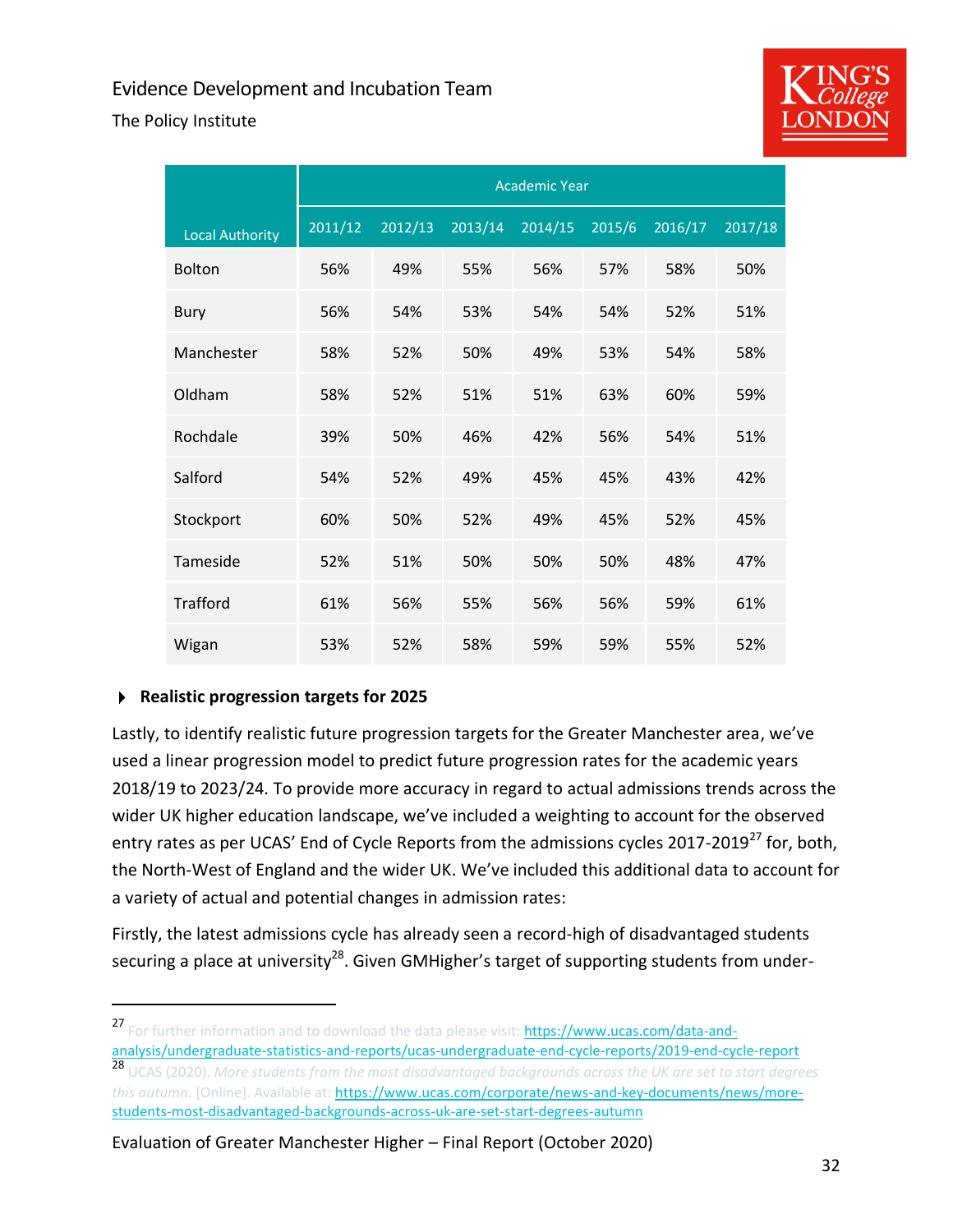| Local Authority | Academic Year | | | | | | |
|---|---|---|---|---|---|---|---|
| | 2011/12 | 2012/13 | 2013/14 | 2014/15 | 2015/6 | 2016/17 | 2017/18 |
| Bolton | 56% | 49% | 55% | 56% | 57% | 58% | 50% |
| Bury | 56% | 54% | 53% | 54% | 54% | 52% | 51% |
| Manchester | 58% | 52% | 50% | 49% | 53% | 54% | 58% |
| Oldham | 58% | 52% | 51% | 51% | 63% | 60% | 59% |
| Rochdale | 39% | 50% | 46% | 42% | 56% | 54% | 51% |
| Salford | 54% | 52% | 49% | 45% | 45% | 43% | 42% |
| Stockport | 60% | 50% | 52% | 49% | 45% | 52% | 45% |
| Tameside | 52% | 51% | 50% | 50% | 50% | 48% | 47% |
| Trafford | 61% | 56% | 55% | 56% | 56% | 59% | 61% |
| Wigan | 53% | 52% | 58% | 59% | 59% | 55% | 52% |

- **Realistic progression targets for 2025**

Lastly, to identify realistic future progression targets for the Greater Manchester area, we've used a linear progression model to predict future progression rates for the academic years 2018/19 to 2023/24. To provide more accuracy in regard to actual admissions trends across the wider UK higher education landscape, we've included a weighting to account for the observed entry rates as per UCAS' End of Cycle Reports from the admissions cycles 2017-2019[27] for, both, the North-West of England and the wider UK. We've included this additional data to account for a variety of actual and potential changes in admission rates:

Firstly, the latest admissions cycle has already seen a record-high of disadvantaged students securing a place at university[28]. Given GMHigher's target of supporting students from under-

[27] For further information and to download the data please visit: https://www.ucas.com/data-and-analysis/undergraduate-statistics-and-reports/ucas-undergraduate-end-cycle-reports/2019-end-cycle-report

[28] UCAS (2020). *More students from the most disadvantaged backgrounds across the UK are set to start degrees this autumn.* [Online]. Available at: https://www.ucas.com/corporate/news-and-key-documents/news/more-students-most-disadvantaged-backgrounds-across-uk-are-set-start-degrees-autumn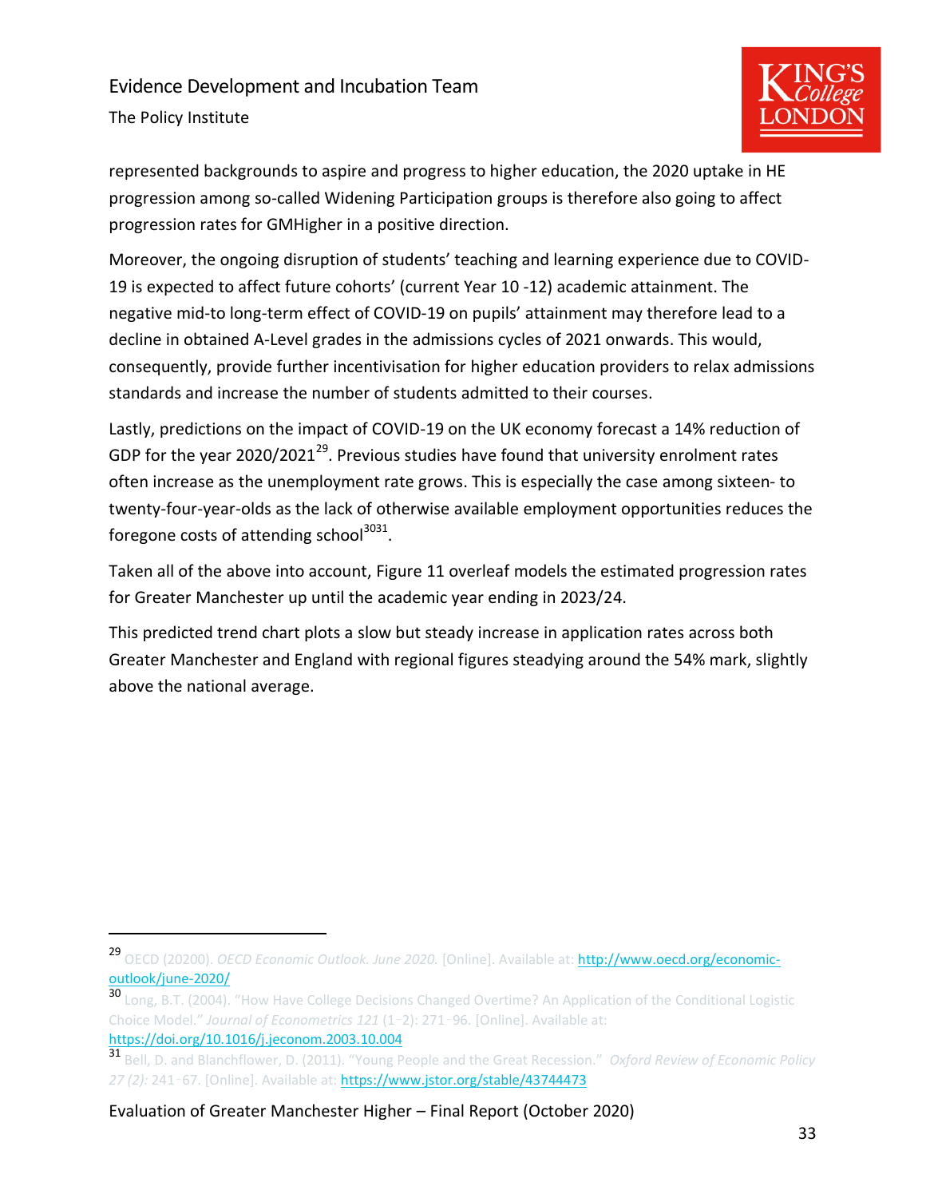represented backgrounds to aspire and progress to higher education, the 2020 uptake in HE progression among so-called Widening Participation groups is therefore also going to affect progression rates for GMHigher in a positive direction.

Moreover, the ongoing disruption of students' teaching and learning experience due to COVID-19 is expected to affect future cohorts' (current Year 10 -12) academic attainment. The negative mid-to long-term effect of COVID-19 on pupils' attainment may therefore lead to a decline in obtained A-Level grades in the admissions cycles of 2021 onwards. This would, consequently, provide further incentivisation for higher education providers to relax admissions standards and increase the number of students admitted to their courses.

Lastly, predictions on the impact of COVID-19 on the UK economy forecast a 14% reduction of GDP for the year 2020/2021[29]. Previous studies have found that university enrolment rates often increase as the unemployment rate grows. This is especially the case among sixteen- to twenty-four-year-olds as the lack of otherwise available employment opportunities reduces the foregone costs of attending school[30][31].

Taken all of the above into account, Figure 11 overleaf models the estimated progression rates for Greater Manchester up until the academic year ending in 2023/24.

This predicted trend chart plots a slow but steady increase in application rates across both Greater Manchester and England with regional figures steadying around the 54% mark, slightly above the national average.

---

[29] OECD (20200). *OECD Economic Outlook. June 2020.* [Online]. Available at: http://www.oecd.org/economic-outlook/june-2020/

[30] Long, B.T. (2004). "How Have College Decisions Changed Overtime? An Application of the Conditional Logistic Choice Model." *Journal of Econometrics 121* (1‑2): 271‑96. [Online]. Available at: https://doi.org/10.1016/j.jeconom.2003.10.004

[31] Bell, D. and Blanchflower, D. (2011). "Young People and the Great Recession." *Oxford Review of Economic Policy 27 (2):* 241‑67. [Online]. Available at: https://www.jstor.org/stable/43744473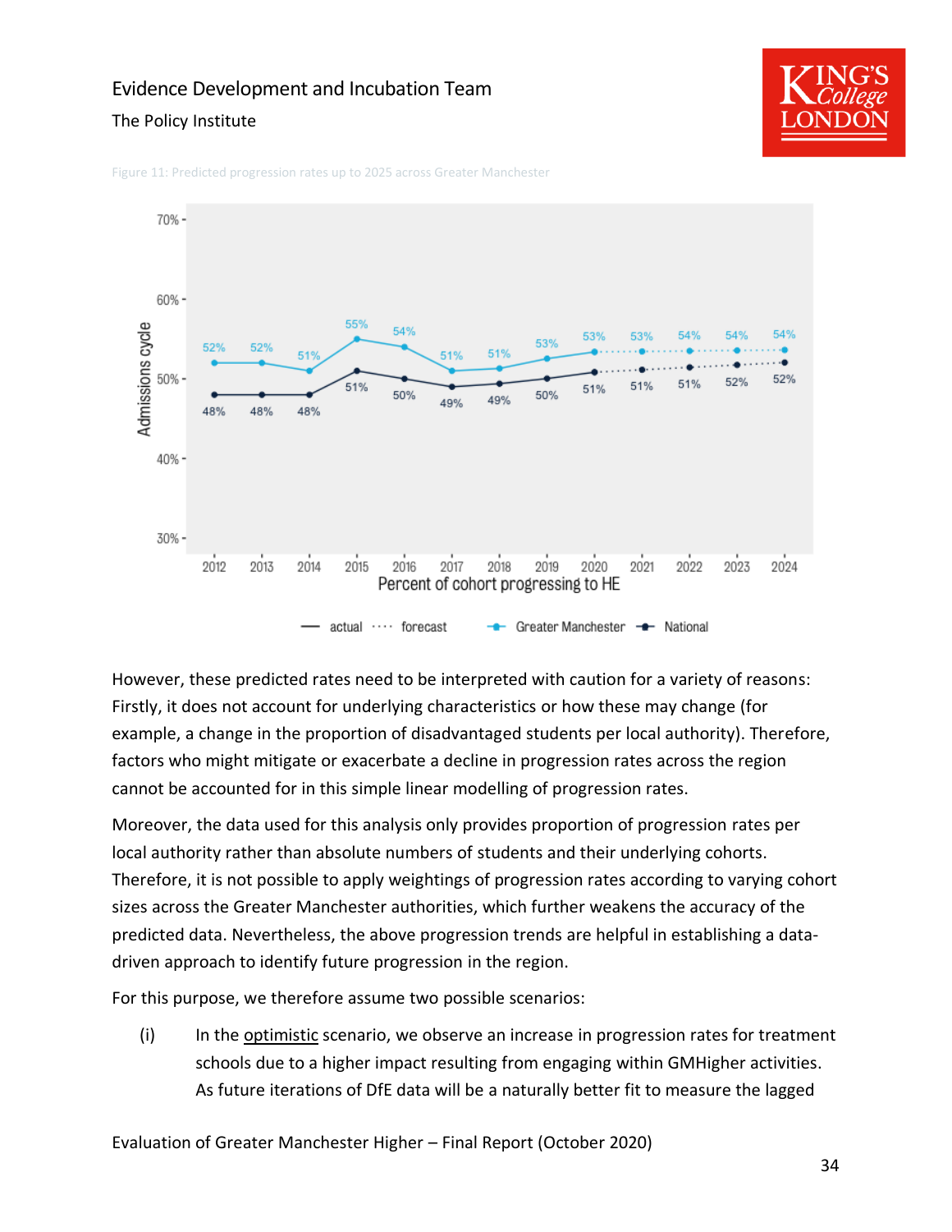Figure 11: Predicted progression rates up to 2025 across Greater Manchester

However, these predicted rates need to be interpreted with caution for a variety of reasons: Firstly, it does not account for underlying characteristics or how these may change (for example, a change in the proportion of disadvantaged students per local authority). Therefore, factors who might mitigate or exacerbate a decline in progression rates across the region cannot be accounted for in this simple linear modelling of progression rates.

Moreover, the data used for this analysis only provides proportion of progression rates per local authority rather than absolute numbers of students and their underlying cohorts. Therefore, it is not possible to apply weightings of progression rates according to varying cohort sizes across the Greater Manchester authorities, which further weakens the accuracy of the predicted data. Nevertheless, the above progression trends are helpful in establishing a data-driven approach to identify future progression in the region.

For this purpose, we therefore assume two possible scenarios:

(i) In the optimistic scenario, we observe an increase in progression rates for treatment schools due to a higher impact resulting from engaging within GMHigher activities. As future iterations of DfE data will be a naturally better fit to measure the lagged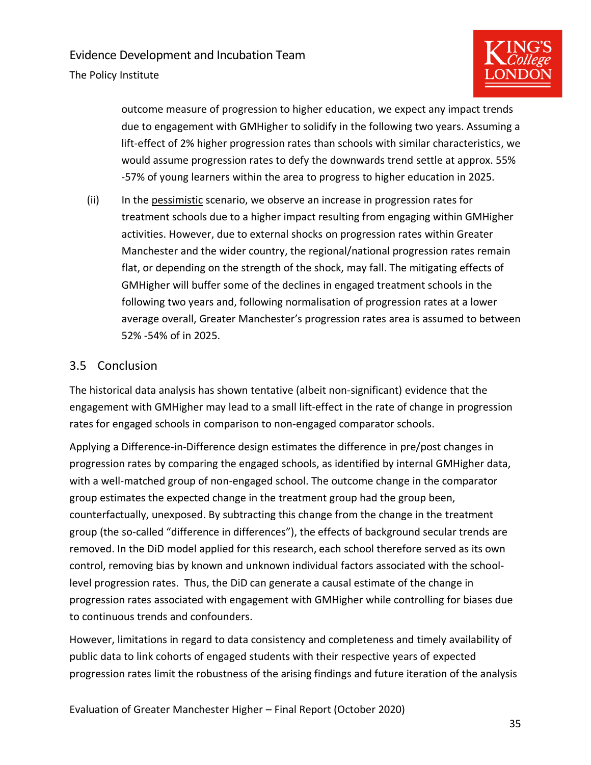outcome measure of progression to higher education, we expect any impact trends due to engagement with GMHigher to solidify in the following two years. Assuming a lift-effect of 2% higher progression rates than schools with similar characteristics, we would assume progression rates to defy the downwards trend settle at approx. 55% -57% of young learners within the area to progress to higher education in 2025.

(ii) In the pessimistic scenario, we observe an increase in progression rates for treatment schools due to a higher impact resulting from engaging within GMHigher activities. However, due to external shocks on progression rates within Greater Manchester and the wider country, the regional/national progression rates remain flat, or depending on the strength of the shock, may fall. The mitigating effects of GMHigher will buffer some of the declines in engaged treatment schools in the following two years and, following normalisation of progression rates at a lower average overall, Greater Manchester's progression rates area is assumed to between 52% -54% of in 2025.

## 3.5 Conclusion

The historical data analysis has shown tentative (albeit non-significant) evidence that the engagement with GMHigher may lead to a small lift-effect in the rate of change in progression rates for engaged schools in comparison to non-engaged comparator schools.

Applying a Difference-in-Difference design estimates the difference in pre/post changes in progression rates by comparing the engaged schools, as identified by internal GMHigher data, with a well-matched group of non-engaged school. The outcome change in the comparator group estimates the expected change in the treatment group had the group been, counterfactually, unexposed. By subtracting this change from the change in the treatment group (the so-called "difference in differences"), the effects of background secular trends are removed. In the DiD model applied for this research, each school therefore served as its own control, removing bias by known and unknown individual factors associated with the school-level progression rates. Thus, the DiD can generate a causal estimate of the change in progression rates associated with engagement with GMHigher while controlling for biases due to continuous trends and confounders.

However, limitations in regard to data consistency and completeness and timely availability of public data to link cohorts of engaged students with their respective years of expected progression rates limit the robustness of the arising findings and future iteration of the analysis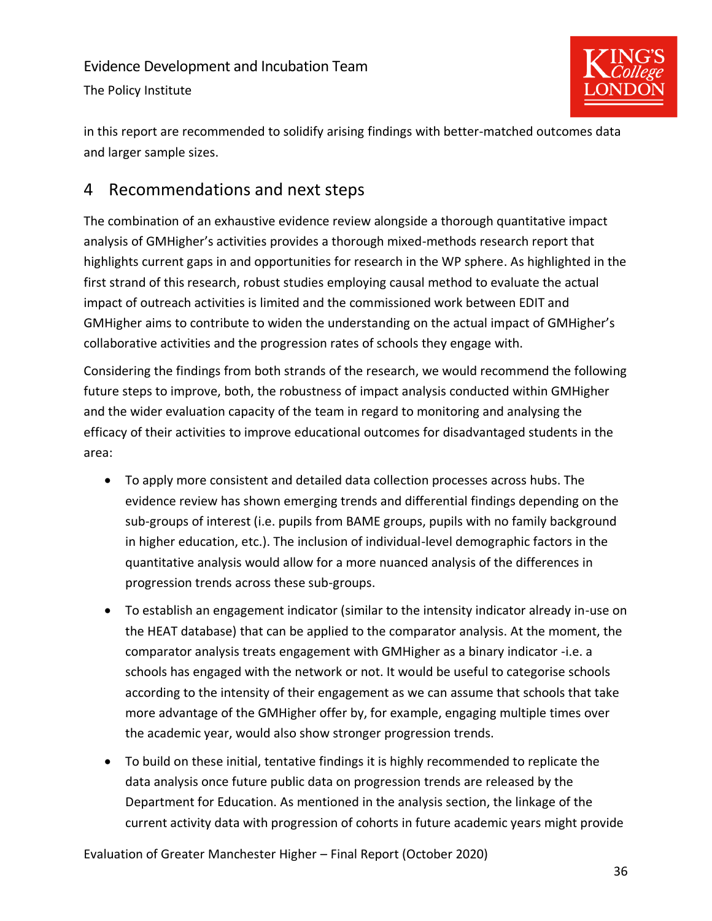in this report are recommended to solidify arising findings with better-matched outcomes data and larger sample sizes.

## 4 Recommendations and next steps

The combination of an exhaustive evidence review alongside a thorough quantitative impact analysis of GMHigher's activities provides a thorough mixed-methods research report that highlights current gaps in and opportunities for research in the WP sphere. As highlighted in the first strand of this research, robust studies employing causal method to evaluate the actual impact of outreach activities is limited and the commissioned work between EDIT and GMHigher aims to contribute to widen the understanding on the actual impact of GMHigher's collaborative activities and the progression rates of schools they engage with.

Considering the findings from both strands of the research, we would recommend the following future steps to improve, both, the robustness of impact analysis conducted within GMHigher and the wider evaluation capacity of the team in regard to monitoring and analysing the efficacy of their activities to improve educational outcomes for disadvantaged students in the area:

- To apply more consistent and detailed data collection processes across hubs. The evidence review has shown emerging trends and differential findings depending on the sub-groups of interest (i.e. pupils from BAME groups, pupils with no family background in higher education, etc.). The inclusion of individual-level demographic factors in the quantitative analysis would allow for a more nuanced analysis of the differences in progression trends across these sub-groups.
- To establish an engagement indicator (similar to the intensity indicator already in-use on the HEAT database) that can be applied to the comparator analysis. At the moment, the comparator analysis treats engagement with GMHigher as a binary indicator -i.e. a schools has engaged with the network or not. It would be useful to categorise schools according to the intensity of their engagement as we can assume that schools that take more advantage of the GMHigher offer by, for example, engaging multiple times over the academic year, would also show stronger progression trends.
- To build on these initial, tentative findings it is highly recommended to replicate the data analysis once future public data on progression trends are released by the Department for Education. As mentioned in the analysis section, the linkage of the current activity data with progression of cohorts in future academic years might provide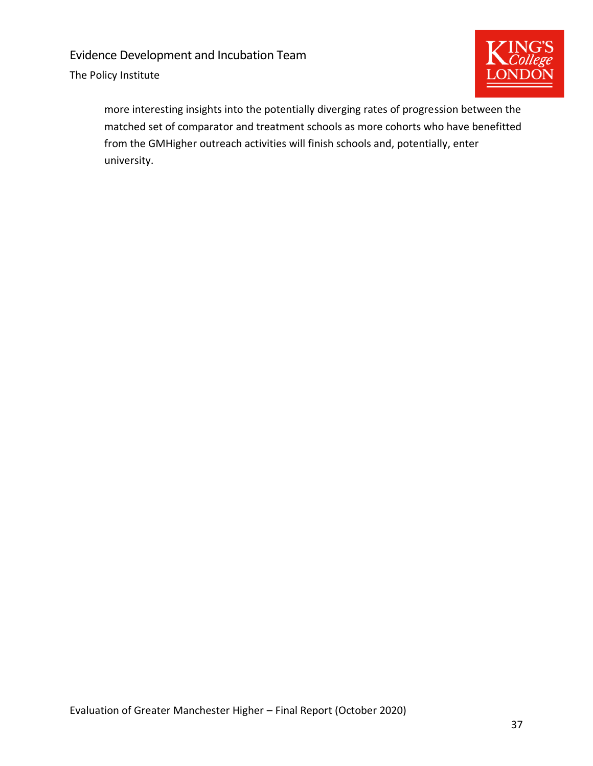more interesting insights into the potentially diverging rates of progression between the matched set of comparator and treatment schools as more cohorts who have benefitted from the GMHigher outreach activities will finish schools and, potentially, enter university.